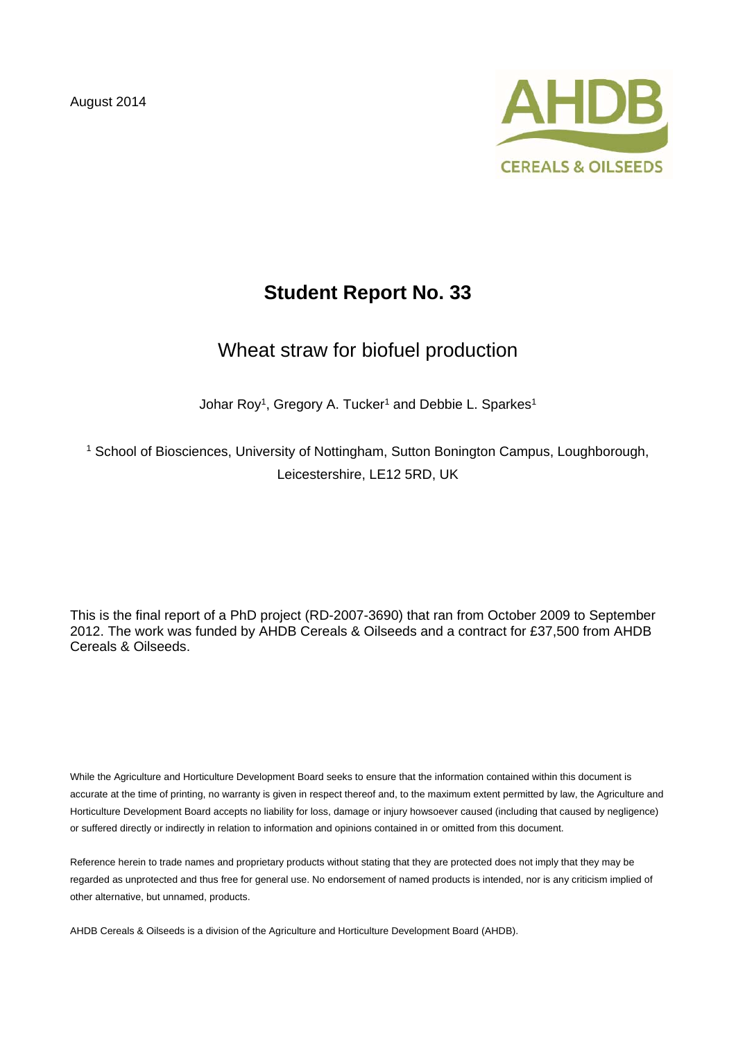August 2014

AHDB CEREALS & OILSEEDS

# Student Report No. 33

## Wheat straw for biofuel production

Johar Roy[1], Gregory A. Tucker[1] and Debbie L. Sparkes[1]

[1] School of Biosciences, University of Nottingham, Sutton Bonington Campus, Loughborough, Leicestershire, LE12 5RD, UK

This is the final report of a PhD project (RD-2007-3690) that ran from October 2009 to September 2012. The work was funded by AHDB Cereals & Oilseeds and a contract for £37,500 from AHDB Cereals & Oilseeds.

While the Agriculture and Horticulture Development Board seeks to ensure that the information contained within this document is accurate at the time of printing, no warranty is given in respect thereof and, to the maximum extent permitted by law, the Agriculture and Horticulture Development Board accepts no liability for loss, damage or injury howsoever caused (including that caused by negligence) or suffered directly or indirectly in relation to information and opinions contained in or omitted from this document.

Reference herein to trade names and proprietary products without stating that they are protected does not imply that they may be regarded as unprotected and thus free for general use. No endorsement of named products is intended, nor is any criticism implied of other alternative, but unnamed, products.

AHDB Cereals & Oilseeds is a division of the Agriculture and Horticulture Development Board (AHDB).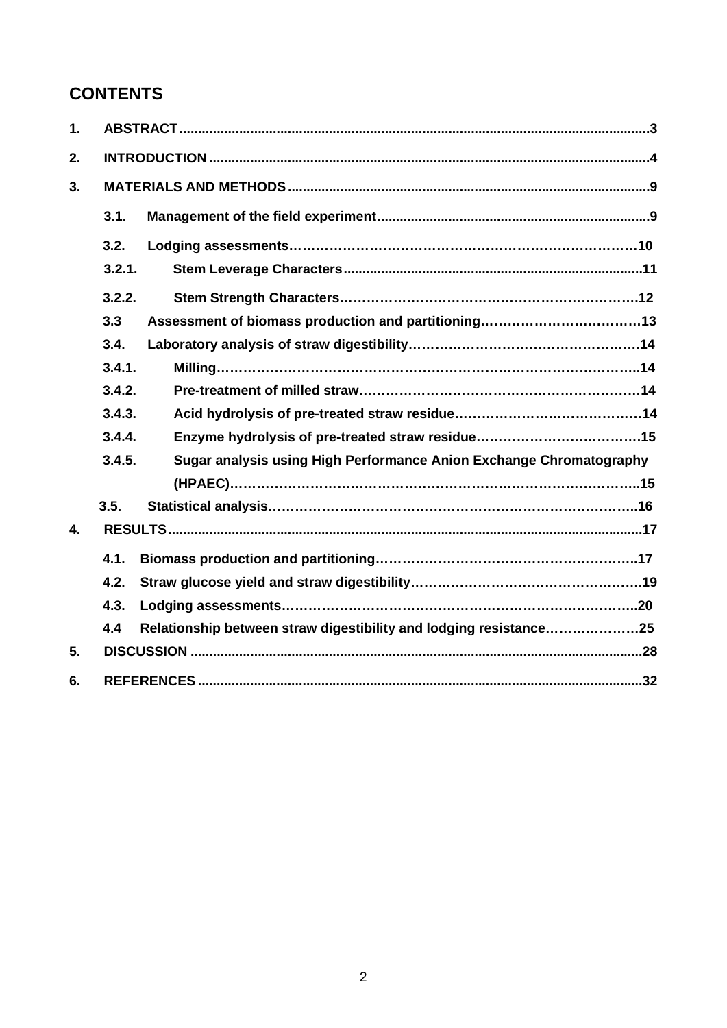## CONTENTS

1. **ABSTRACT** .....3
2. **INTRODUCTION** .....4
3. **MATERIALS AND METHODS** .....9
   - **3.1. Management of the field experiment** .....9
   - **3.2. Lodging assessments** .....10
     - **3.2.1. Stem Leverage Characters** .....11
     - **3.2.2. Stem Strength Characters** .....12
   - **3.3 Assessment of biomass production and partitioning** .....13
   - **3.4. Laboratory analysis of straw digestibility** .....14
     - **3.4.1. Milling** .....14
     - **3.4.2. Pre-treatment of milled straw** .....14
     - **3.4.3. Acid hydrolysis of pre-treated straw residue** .....14
     - **3.4.4. Enzyme hydrolysis of pre-treated straw residue** .....15
     - **3.4.5. Sugar analysis using High Performance Anion Exchange Chromatography (HPAEC)** .....15
   - **3.5. Statistical analysis** .....16
4. **RESULTS** .....17
   - **4.1. Biomass production and partitioning** .....17
   - **4.2. Straw glucose yield and straw digestibility** .....19
   - **4.3. Lodging assessments** .....20
   - **4.4 Relationship between straw digestibility and lodging resistance** .....25
5. **DISCUSSION** .....28
6. **REFERENCES** .....32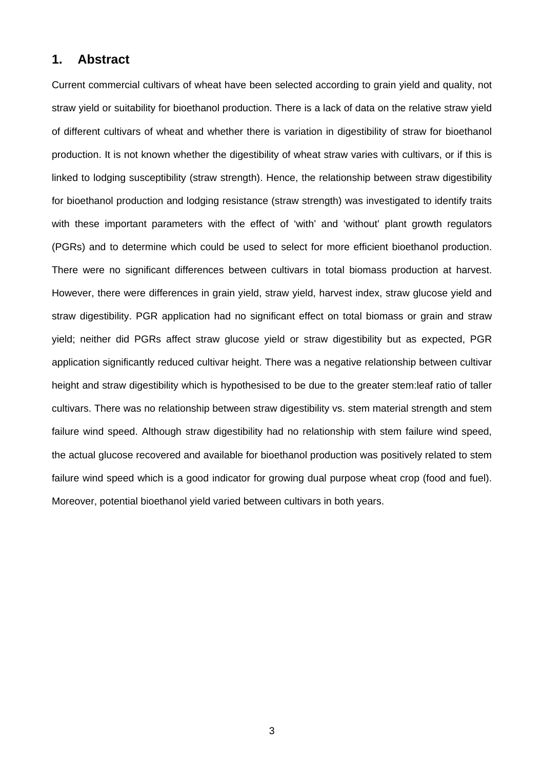## 1. Abstract

Current commercial cultivars of wheat have been selected according to grain yield and quality, not straw yield or suitability for bioethanol production. There is a lack of data on the relative straw yield of different cultivars of wheat and whether there is variation in digestibility of straw for bioethanol production. It is not known whether the digestibility of wheat straw varies with cultivars, or if this is linked to lodging susceptibility (straw strength). Hence, the relationship between straw digestibility for bioethanol production and lodging resistance (straw strength) was investigated to identify traits with these important parameters with the effect of 'with' and 'without' plant growth regulators (PGRs) and to determine which could be used to select for more efficient bioethanol production. There were no significant differences between cultivars in total biomass production at harvest. However, there were differences in grain yield, straw yield, harvest index, straw glucose yield and straw digestibility. PGR application had no significant effect on total biomass or grain and straw yield; neither did PGRs affect straw glucose yield or straw digestibility but as expected, PGR application significantly reduced cultivar height. There was a negative relationship between cultivar height and straw digestibility which is hypothesised to be due to the greater stem:leaf ratio of taller cultivars. There was no relationship between straw digestibility vs. stem material strength and stem failure wind speed. Although straw digestibility had no relationship with stem failure wind speed, the actual glucose recovered and available for bioethanol production was positively related to stem failure wind speed which is a good indicator for growing dual purpose wheat crop (food and fuel). Moreover, potential bioethanol yield varied between cultivars in both years.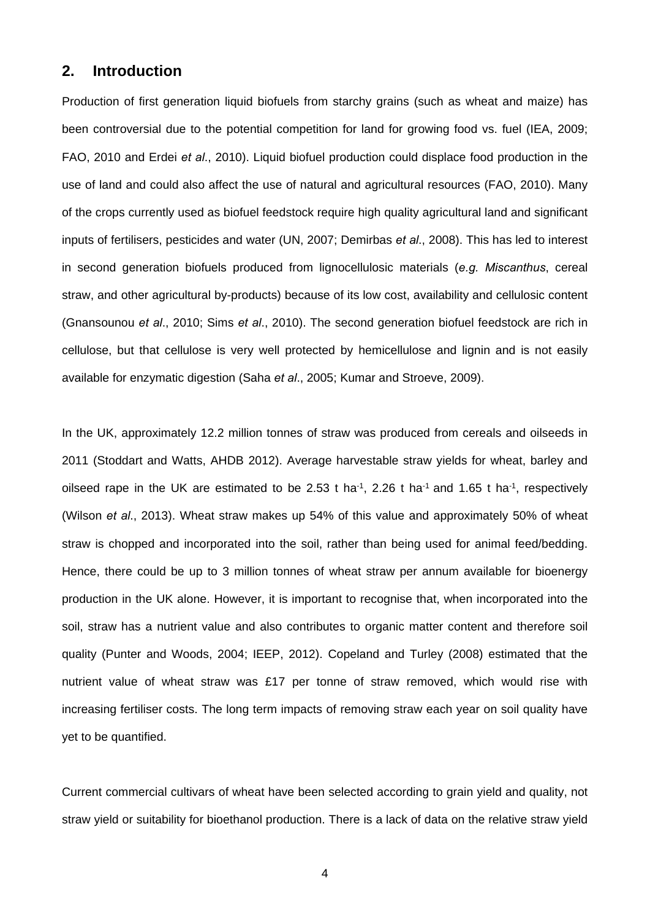## 2. Introduction

Production of first generation liquid biofuels from starchy grains (such as wheat and maize) has been controversial due to the potential competition for land for growing food vs. fuel (IEA, 2009; FAO, 2010 and Erdei *et al*., 2010). Liquid biofuel production could displace food production in the use of land and could also affect the use of natural and agricultural resources (FAO, 2010). Many of the crops currently used as biofuel feedstock require high quality agricultural land and significant inputs of fertilisers, pesticides and water (UN, 2007; Demirbas *et al*., 2008). This has led to interest in second generation biofuels produced from lignocellulosic materials (*e.g. Miscanthus*, cereal straw, and other agricultural by-products) because of its low cost, availability and cellulosic content (Gnansounou *et al*., 2010; Sims *et al*., 2010). The second generation biofuel feedstock are rich in cellulose, but that cellulose is very well protected by hemicellulose and lignin and is not easily available for enzymatic digestion (Saha *et al*., 2005; Kumar and Stroeve, 2009).

In the UK, approximately 12.2 million tonnes of straw was produced from cereals and oilseeds in 2011 (Stoddart and Watts, AHDB 2012). Average harvestable straw yields for wheat, barley and oilseed rape in the UK are estimated to be 2.53 t $ha^{-1}$, 2.26 t $ha^{-1}$ and 1.65 t $ha^{-1}$, respectively (Wilson *et al*., 2013). Wheat straw makes up 54% of this value and approximately 50% of wheat straw is chopped and incorporated into the soil, rather than being used for animal feed/bedding. Hence, there could be up to 3 million tonnes of wheat straw per annum available for bioenergy production in the UK alone. However, it is important to recognise that, when incorporated into the soil, straw has a nutrient value and also contributes to organic matter content and therefore soil quality (Punter and Woods, 2004; IEEP, 2012). Copeland and Turley (2008) estimated that the nutrient value of wheat straw was £17 per tonne of straw removed, which would rise with increasing fertiliser costs. The long term impacts of removing straw each year on soil quality have yet to be quantified.

Current commercial cultivars of wheat have been selected according to grain yield and quality, not straw yield or suitability for bioethanol production. There is a lack of data on the relative straw yield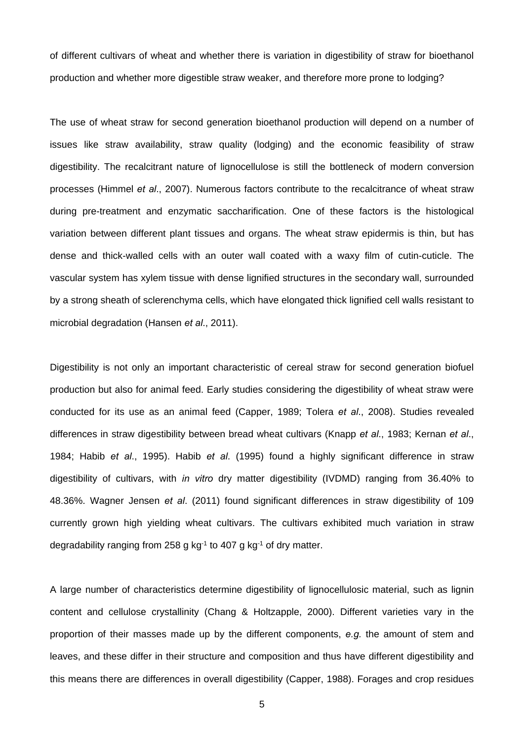of different cultivars of wheat and whether there is variation in digestibility of straw for bioethanol production and whether more digestible straw weaker, and therefore more prone to lodging?

The use of wheat straw for second generation bioethanol production will depend on a number of issues like straw availability, straw quality (lodging) and the economic feasibility of straw digestibility. The recalcitrant nature of lignocellulose is still the bottleneck of modern conversion processes (Himmel *et al*., 2007). Numerous factors contribute to the recalcitrance of wheat straw during pre-treatment and enzymatic saccharification. One of these factors is the histological variation between different plant tissues and organs. The wheat straw epidermis is thin, but has dense and thick-walled cells with an outer wall coated with a waxy film of cutin-cuticle. The vascular system has xylem tissue with dense lignified structures in the secondary wall, surrounded by a strong sheath of sclerenchyma cells, which have elongated thick lignified cell walls resistant to microbial degradation (Hansen *et al*., 2011).

Digestibility is not only an important characteristic of cereal straw for second generation biofuel production but also for animal feed. Early studies considering the digestibility of wheat straw were conducted for its use as an animal feed (Capper, 1989; Tolera *et al*., 2008). Studies revealed differences in straw digestibility between bread wheat cultivars (Knapp *et al*., 1983; Kernan *et al*., 1984; Habib *et al*., 1995). Habib *et al*. (1995) found a highly significant difference in straw digestibility of cultivars, with *in vitro* dry matter digestibility (IVDMD) ranging from 36.40% to 48.36%. Wagner Jensen *et al*. (2011) found significant differences in straw digestibility of 109 currently grown high yielding wheat cultivars. The cultivars exhibited much variation in straw degradability ranging from 258 g $kg^{-1}$ to 407 g $kg^{-1}$ of dry matter.

A large number of characteristics determine digestibility of lignocellulosic material, such as lignin content and cellulose crystallinity (Chang & Holtzapple, 2000). Different varieties vary in the proportion of their masses made up by the different components, *e.g.* the amount of stem and leaves, and these differ in their structure and composition and thus have different digestibility and this means there are differences in overall digestibility (Capper, 1988). Forages and crop residues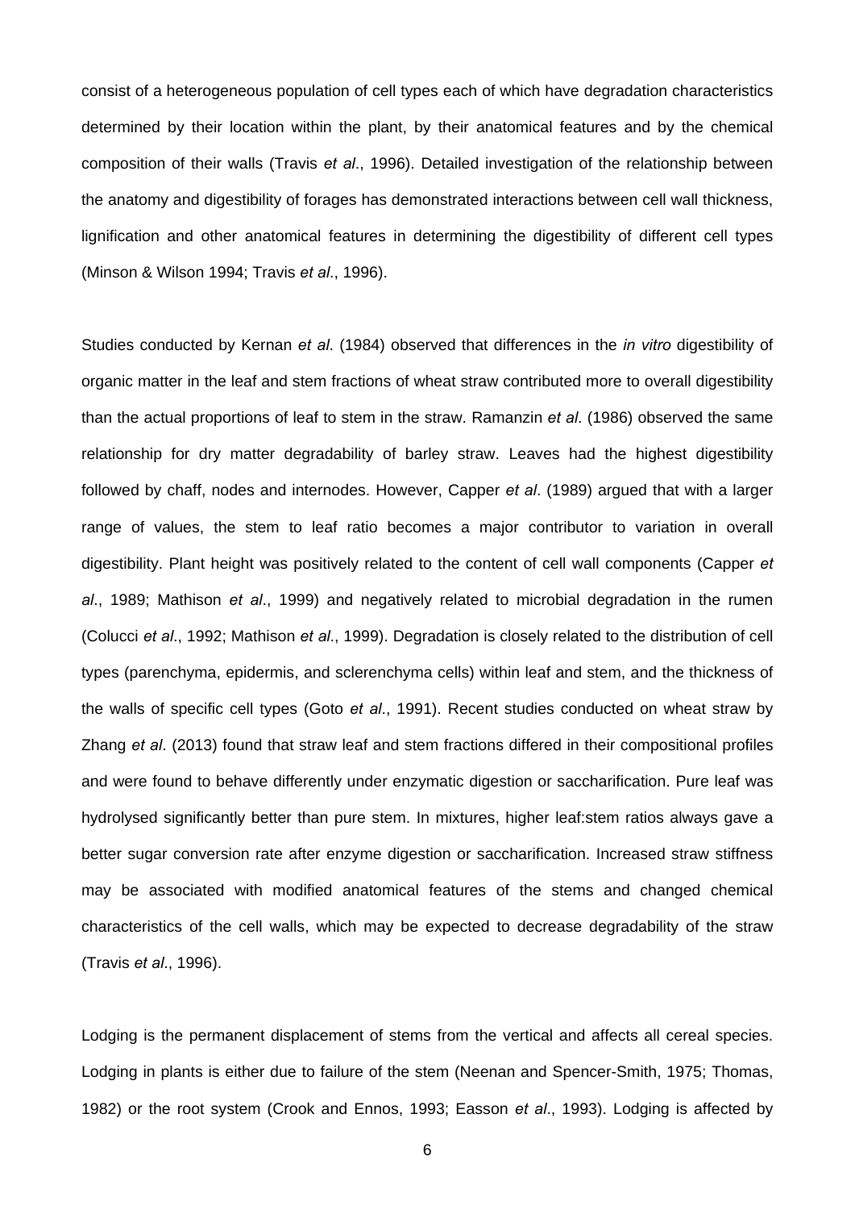consist of a heterogeneous population of cell types each of which have degradation characteristics determined by their location within the plant, by their anatomical features and by the chemical composition of their walls (Travis *et al*., 1996). Detailed investigation of the relationship between the anatomy and digestibility of forages has demonstrated interactions between cell wall thickness, lignification and other anatomical features in determining the digestibility of different cell types (Minson & Wilson 1994; Travis *et al*., 1996).

Studies conducted by Kernan *et al*. (1984) observed that differences in the *in vitro* digestibility of organic matter in the leaf and stem fractions of wheat straw contributed more to overall digestibility than the actual proportions of leaf to stem in the straw. Ramanzin *et al*. (1986) observed the same relationship for dry matter degradability of barley straw. Leaves had the highest digestibility followed by chaff, nodes and internodes. However, Capper *et al*. (1989) argued that with a larger range of values, the stem to leaf ratio becomes a major contributor to variation in overall digestibility. Plant height was positively related to the content of cell wall components (Capper *et al*., 1989; Mathison *et al*., 1999) and negatively related to microbial degradation in the rumen (Colucci *et al*., 1992; Mathison *et al*., 1999). Degradation is closely related to the distribution of cell types (parenchyma, epidermis, and sclerenchyma cells) within leaf and stem, and the thickness of the walls of specific cell types (Goto *et al*., 1991). Recent studies conducted on wheat straw by Zhang *et al*. (2013) found that straw leaf and stem fractions differed in their compositional profiles and were found to behave differently under enzymatic digestion or saccharification. Pure leaf was hydrolysed significantly better than pure stem. In mixtures, higher leaf:stem ratios always gave a better sugar conversion rate after enzyme digestion or saccharification. Increased straw stiffness may be associated with modified anatomical features of the stems and changed chemical characteristics of the cell walls, which may be expected to decrease degradability of the straw (Travis *et al*., 1996).

Lodging is the permanent displacement of stems from the vertical and affects all cereal species. Lodging in plants is either due to failure of the stem (Neenan and Spencer-Smith, 1975; Thomas, 1982) or the root system (Crook and Ennos, 1993; Easson *et al*., 1993). Lodging is affected by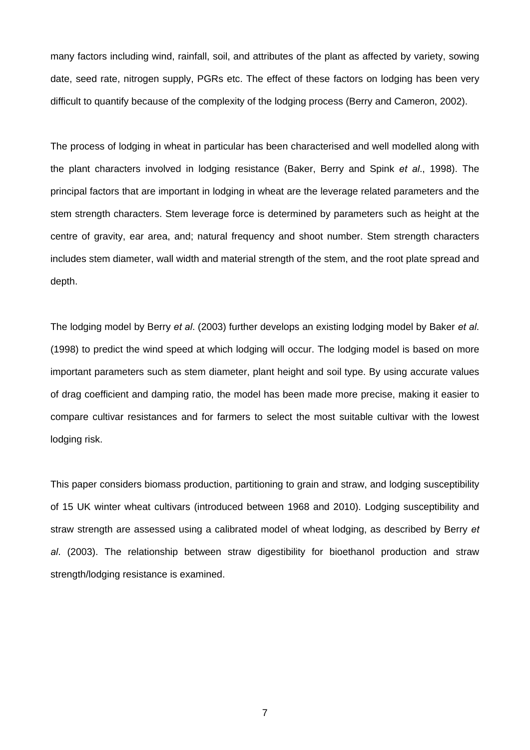many factors including wind, rainfall, soil, and attributes of the plant as affected by variety, sowing date, seed rate, nitrogen supply, PGRs etc. The effect of these factors on lodging has been very difficult to quantify because of the complexity of the lodging process (Berry and Cameron, 2002).

The process of lodging in wheat in particular has been characterised and well modelled along with the plant characters involved in lodging resistance (Baker, Berry and Spink *et al*., 1998). The principal factors that are important in lodging in wheat are the leverage related parameters and the stem strength characters. Stem leverage force is determined by parameters such as height at the centre of gravity, ear area, and; natural frequency and shoot number. Stem strength characters includes stem diameter, wall width and material strength of the stem, and the root plate spread and depth.

The lodging model by Berry *et al*. (2003) further develops an existing lodging model by Baker *et al*. (1998) to predict the wind speed at which lodging will occur. The lodging model is based on more important parameters such as stem diameter, plant height and soil type. By using accurate values of drag coefficient and damping ratio, the model has been made more precise, making it easier to compare cultivar resistances and for farmers to select the most suitable cultivar with the lowest lodging risk.

This paper considers biomass production, partitioning to grain and straw, and lodging susceptibility of 15 UK winter wheat cultivars (introduced between 1968 and 2010). Lodging susceptibility and straw strength are assessed using a calibrated model of wheat lodging, as described by Berry *et al*. (2003). The relationship between straw digestibility for bioethanol production and straw strength/lodging resistance is examined.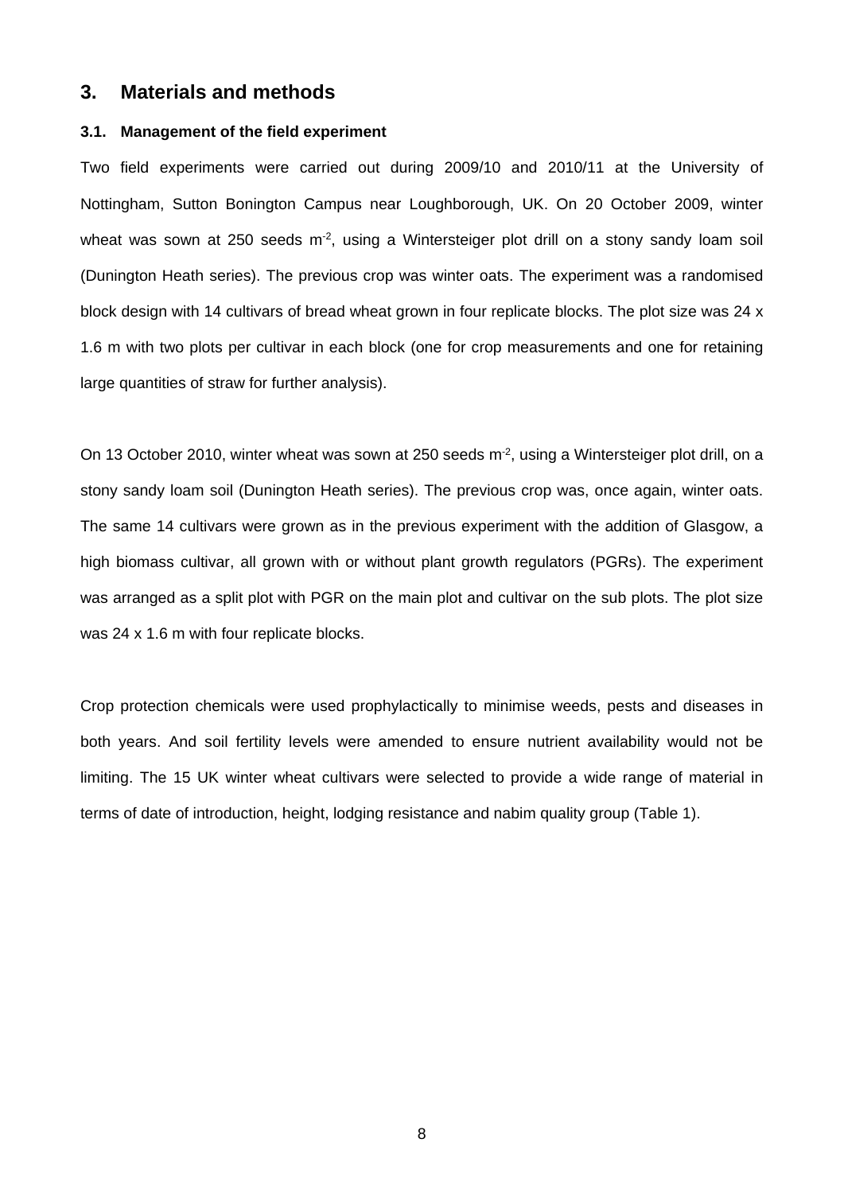## 3. Materials and methods

### 3.1. Management of the field experiment

Two field experiments were carried out during 2009/10 and 2010/11 at the University of Nottingham, Sutton Bonington Campus near Loughborough, UK. On 20 October 2009, winter wheat was sown at 250 seeds $m^{-2}$, using a Wintersteiger plot drill on a stony sandy loam soil (Dunington Heath series). The previous crop was winter oats. The experiment was a randomised block design with 14 cultivars of bread wheat grown in four replicate blocks. The plot size was 24 x 1.6 m with two plots per cultivar in each block (one for crop measurements and one for retaining large quantities of straw for further analysis).

On 13 October 2010, winter wheat was sown at 250 seeds $m^{-2}$, using a Wintersteiger plot drill, on a stony sandy loam soil (Dunington Heath series). The previous crop was, once again, winter oats. The same 14 cultivars were grown as in the previous experiment with the addition of Glasgow, a high biomass cultivar, all grown with or without plant growth regulators (PGRs). The experiment was arranged as a split plot with PGR on the main plot and cultivar on the sub plots. The plot size was 24 x 1.6 m with four replicate blocks.

Crop protection chemicals were used prophylactically to minimise weeds, pests and diseases in both years. And soil fertility levels were amended to ensure nutrient availability would not be limiting. The 15 UK winter wheat cultivars were selected to provide a wide range of material in terms of date of introduction, height, lodging resistance and nabim quality group (Table 1).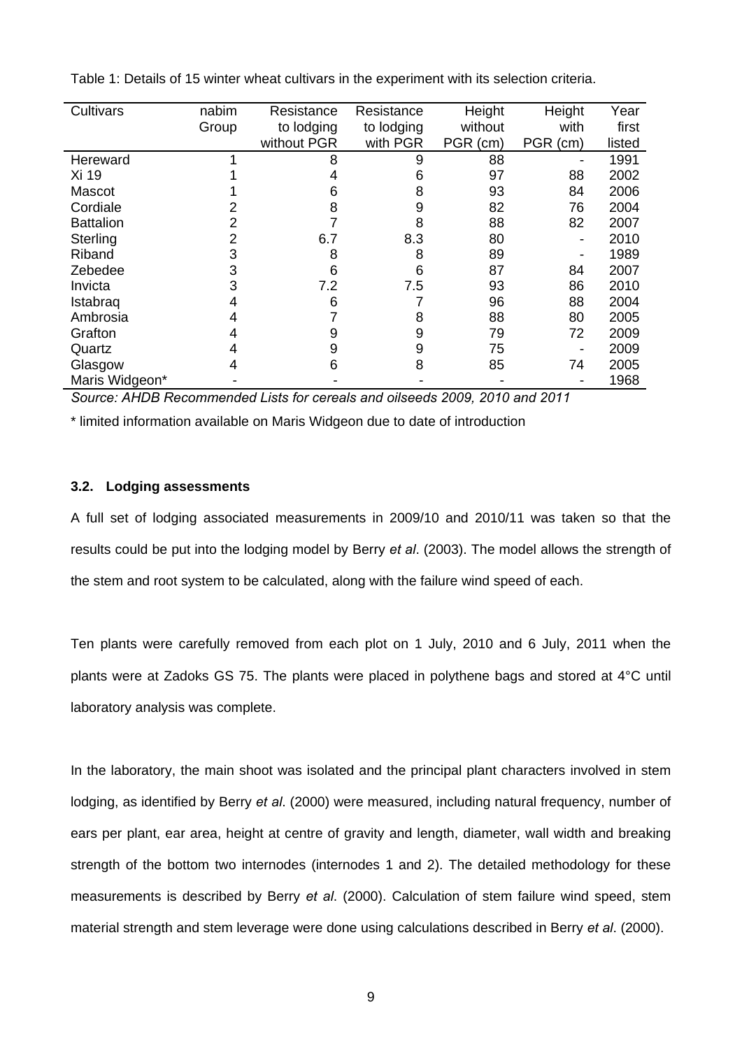Table 1: Details of 15 winter wheat cultivars in the experiment with its selection criteria.

| Cultivars | nabim Group | Resistance to lodging without PGR | Resistance to lodging with PGR | Height without PGR (cm) | Height with PGR (cm) | Year first listed |
|---|---|---|---|---|---|---|
| Hereward | 1 | 8 | 9 | 88 | - | 1991 |
| Xi 19 | 1 | 4 | 6 | 97 | 88 | 2002 |
| Mascot | 1 | 6 | 8 | 93 | 84 | 2006 |
| Cordiale | 2 | 8 | 9 | 82 | 76 | 2004 |
| Battalion | 2 | 7 | 8 | 88 | 82 | 2007 |
| Sterling | 2 | 6.7 | 8.3 | 80 | - | 2010 |
| Riband | 3 | 8 | 8 | 89 | - | 1989 |
| Zebedee | 3 | 6 | 6 | 87 | 84 | 2007 |
| Invicta | 3 | 7.2 | 7.5 | 93 | 86 | 2010 |
| Istabraq | 4 | 6 | 7 | 96 | 88 | 2004 |
| Ambrosia | 4 | 7 | 8 | 88 | 80 | 2005 |
| Grafton | 4 | 9 | 9 | 79 | 72 | 2009 |
| Quartz | 4 | 9 | 9 | 75 | - | 2009 |
| Glasgow | 4 | 6 | 8 | 85 | 74 | 2005 |
| Maris Widgeon* | - | - | - | - | - | 1968 |

*Source: AHDB Recommended Lists for cereals and oilseeds 2009, 2010 and 2011*

\* limited information available on Maris Widgeon due to date of introduction

### 3.2. Lodging assessments

A full set of lodging associated measurements in 2009/10 and 2010/11 was taken so that the results could be put into the lodging model by Berry *et al*. (2003). The model allows the strength of the stem and root system to be calculated, along with the failure wind speed of each.

Ten plants were carefully removed from each plot on 1 July, 2010 and 6 July, 2011 when the plants were at Zadoks GS 75. The plants were placed in polythene bags and stored at 4°C until laboratory analysis was complete.

In the laboratory, the main shoot was isolated and the principal plant characters involved in stem lodging, as identified by Berry *et al*. (2000) were measured, including natural frequency, number of ears per plant, ear area, height at centre of gravity and length, diameter, wall width and breaking strength of the bottom two internodes (internodes 1 and 2). The detailed methodology for these measurements is described by Berry *et al*. (2000). Calculation of stem failure wind speed, stem material strength and stem leverage were done using calculations described in Berry *et al*. (2000).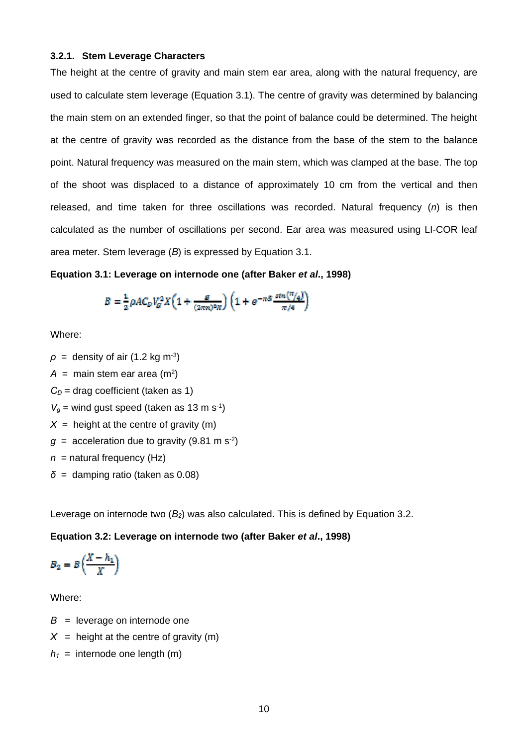### 3.2.1. Stem Leverage Characters

The height at the centre of gravity and main stem ear area, along with the natural frequency, are used to calculate stem leverage (Equation 3.1). The centre of gravity was determined by balancing the main stem on an extended finger, so that the point of balance could be determined. The height at the centre of gravity was recorded as the distance from the base of the stem to the balance point. Natural frequency was measured on the main stem, which was clamped at the base. The top of the shoot was displaced to a distance of approximately 10 cm from the vertical and then released, and time taken for three oscillations was recorded. Natural frequency (*n*) is then calculated as the number of oscillations per second. Ear area was measured using LI-COR leaf area meter. Stem leverage (*B*) is expressed by Equation 3.1.

**Equation 3.1: Leverage on internode one (after Baker *et al*., 1998)**

$$B = \frac{1}{2}\rho A C_D V_g^2 X\left(1 + \frac{g}{(2\pi n)^2 X}\right)\left(1 + e^{-\pi\delta}\frac{\sin(\pi/4)}{\pi/4}\right)$$

Where:

$\rho$ = density of air (1.2 kg m$^{-3}$)
$A$ = main stem ear area (m$^2$)
$C_D$ = drag coefficient (taken as 1)
$V_g$ = wind gust speed (taken as 13 m s$^{-1}$)
$X$ = height at the centre of gravity (m)
$g$ = acceleration due to gravity (9.81 m s$^{-2}$)
$n$ = natural frequency (Hz)
$\delta$ = damping ratio (taken as 0.08)

Leverage on internode two ($B_2$) was also calculated. This is defined by Equation 3.2.

**Equation 3.2: Leverage on internode two (after Baker *et al*., 1998)**

$$B_2 = B\left(\frac{X - h_1}{X}\right)$$

Where:

$B$ = leverage on internode one
$X$ = height at the centre of gravity (m)
$h_1$ = internode one length (m)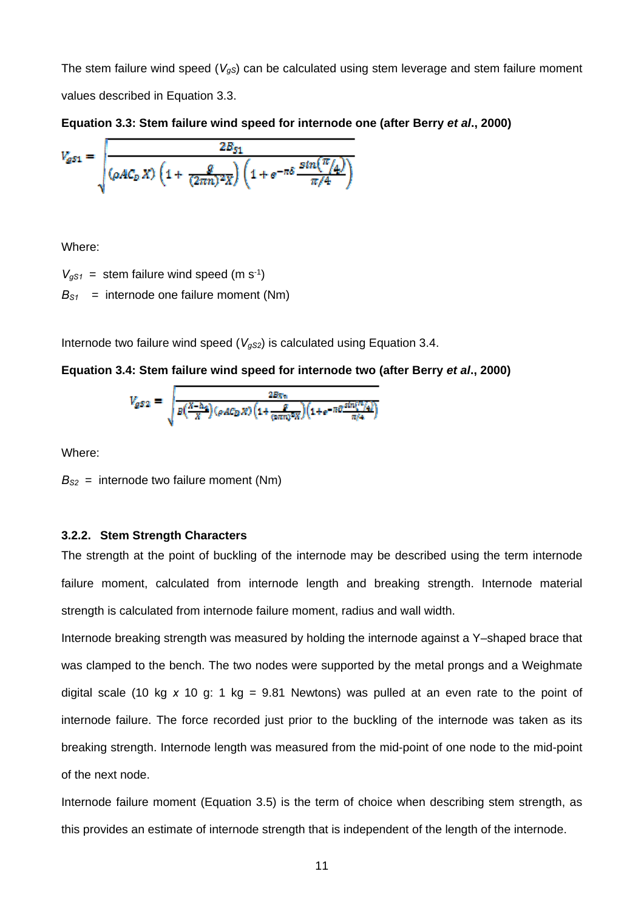The stem failure wind speed ($V_{gS}$) can be calculated using stem leverage and stem failure moment values described in Equation 3.3.

**Equation 3.3: Stem failure wind speed for internode one (after Berry *et al*., 2000)**

$$V_{gS1} = \sqrt{\frac{2B_{S1}}{(\rho A C_D X)\left(1 + \frac{g}{(2\pi n)^2 X}\right)\left(1 + e^{-\pi\delta}\frac{\sin\left(\pi/4\right)}{\pi/4}\right)}}$$

Where:

$V_{gS1}$ = stem failure wind speed (m s$^{-1}$)

$B_{S1}$ = internode one failure moment (Nm)

Internode two failure wind speed ($V_{gS2}$) is calculated using Equation 3.4.

**Equation 3.4: Stem failure wind speed for internode two (after Berry *et al*., 2000)**

$$V_{gS2} = \sqrt{\frac{2B_{S2}}{B\left(\frac{X-h_2}{X}\right)(\rho A C_D X)\left(1 + \frac{g}{(2\pi n)^2 X}\right)\left(1 + e^{-\pi\delta}\frac{\sin\left(\pi/4\right)}{\pi/4}\right)}}$$

Where:

$B_{S2}$ = internode two failure moment (Nm)

### 3.2.2. Stem Strength Characters

The strength at the point of buckling of the internode may be described using the term internode failure moment, calculated from internode length and breaking strength. Internode material strength is calculated from internode failure moment, radius and wall width.

Internode breaking strength was measured by holding the internode against a Y–shaped brace that was clamped to the bench. The two nodes were supported by the metal prongs and a Weighmate digital scale (10 kg *x* 10 g: 1 kg = 9.81 Newtons) was pulled at an even rate to the point of internode failure. The force recorded just prior to the buckling of the internode was taken as its breaking strength. Internode length was measured from the mid-point of one node to the mid-point of the next node.

Internode failure moment (Equation 3.5) is the term of choice when describing stem strength, as this provides an estimate of internode strength that is independent of the length of the internode.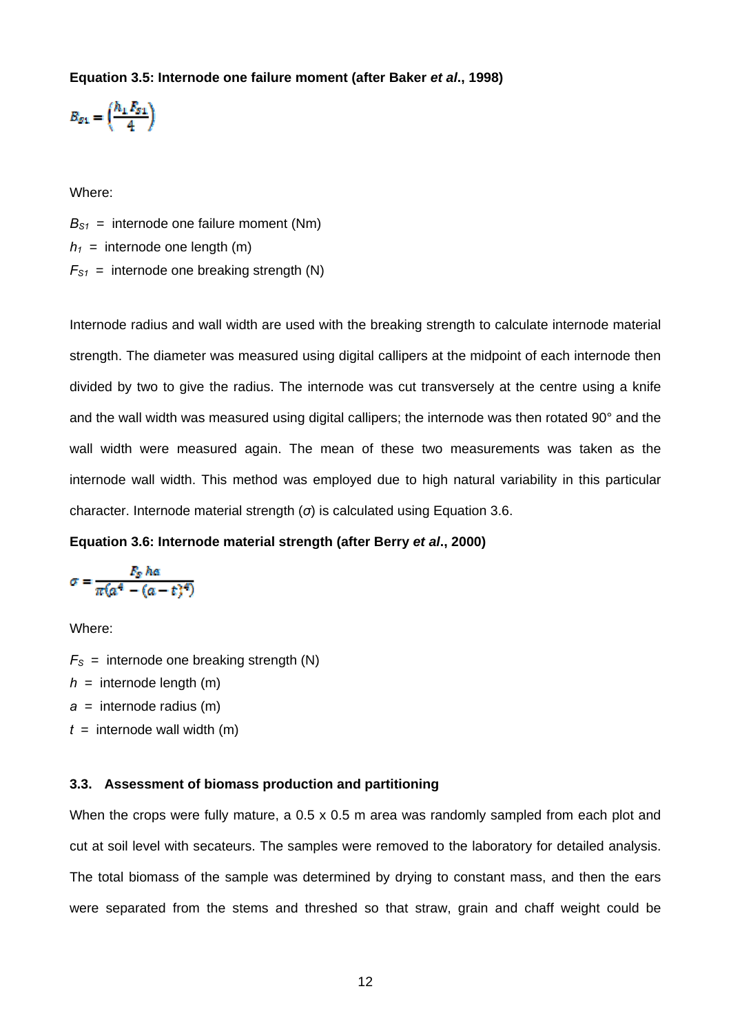**Equation 3.5: Internode one failure moment (after Baker *et al*., 1998)**

$$B_{S1} = \left(\frac{h_1 F_{S1}}{4}\right)$$

Where:

$B_{S1}$ = internode one failure moment (Nm)
$h_1$ = internode one length (m)
$F_{S1}$ = internode one breaking strength (N)

Internode radius and wall width are used with the breaking strength to calculate internode material strength. The diameter was measured using digital callipers at the midpoint of each internode then divided by two to give the radius. The internode was cut transversely at the centre using a knife and the wall width was measured using digital callipers; the internode was then rotated 90° and the wall width were measured again. The mean of these two measurements was taken as the internode wall width. This method was employed due to high natural variability in this particular character. Internode material strength ($\sigma$) is calculated using Equation 3.6.

**Equation 3.6: Internode material strength (after Berry *et al*., 2000)**

$$\sigma = \frac{F_S\, h a}{\pi(a^4 - (a-t)^4)}$$

Where:

$F_S$ = internode one breaking strength (N)
$h$ = internode length (m)
$a$ = internode radius (m)
$t$ = internode wall width (m)

### 3.3. Assessment of biomass production and partitioning

When the crops were fully mature, a 0.5 x 0.5 m area was randomly sampled from each plot and cut at soil level with secateurs. The samples were removed to the laboratory for detailed analysis. The total biomass of the sample was determined by drying to constant mass, and then the ears were separated from the stems and threshed so that straw, grain and chaff weight could be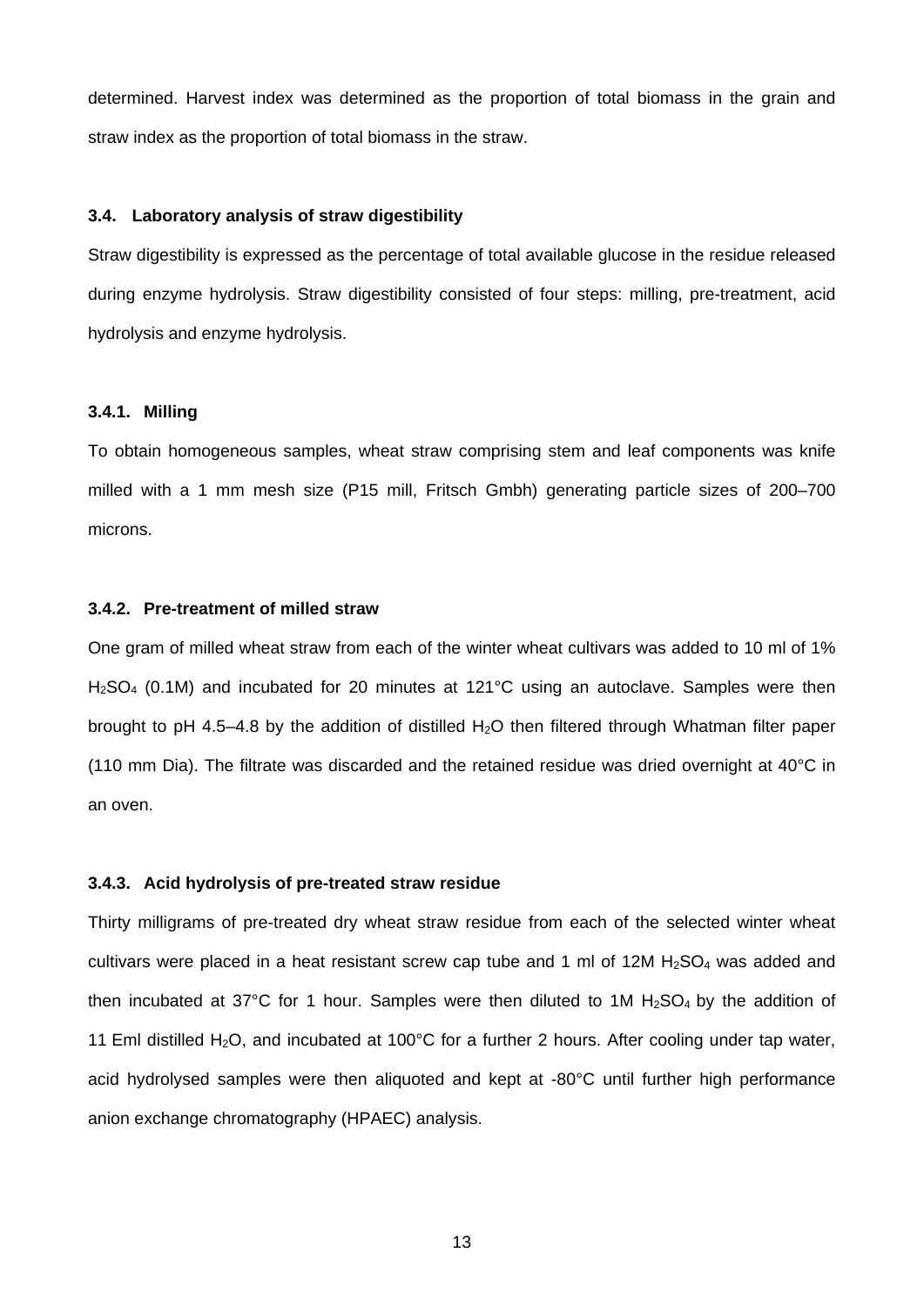determined. Harvest index was determined as the proportion of total biomass in the grain and straw index as the proportion of total biomass in the straw.

### 3.4. Laboratory analysis of straw digestibility

Straw digestibility is expressed as the percentage of total available glucose in the residue released during enzyme hydrolysis. Straw digestibility consisted of four steps: milling, pre-treatment, acid hydrolysis and enzyme hydrolysis.

#### 3.4.1. Milling

To obtain homogeneous samples, wheat straw comprising stem and leaf components was knife milled with a 1 mm mesh size (P15 mill, Fritsch Gmbh) generating particle sizes of 200–700 microns.

#### 3.4.2. Pre-treatment of milled straw

One gram of milled wheat straw from each of the winter wheat cultivars was added to 10 ml of 1% $H_2SO_4$ (0.1M) and incubated for 20 minutes at 121°C using an autoclave. Samples were then brought to pH 4.5–4.8 by the addition of distilled $H_2O$ then filtered through Whatman filter paper (110 mm Dia). The filtrate was discarded and the retained residue was dried overnight at 40°C in an oven.

#### 3.4.3. Acid hydrolysis of pre-treated straw residue

Thirty milligrams of pre-treated dry wheat straw residue from each of the selected winter wheat cultivars were placed in a heat resistant screw cap tube and 1 ml of 12M $H_2SO_4$ was added and then incubated at 37°C for 1 hour. Samples were then diluted to 1M $H_2SO_4$ by the addition of 11 Eml distilled $H_2O$, and incubated at 100°C for a further 2 hours. After cooling under tap water, acid hydrolysed samples were then aliquoted and kept at -80°C until further high performance anion exchange chromatography (HPAEC) analysis.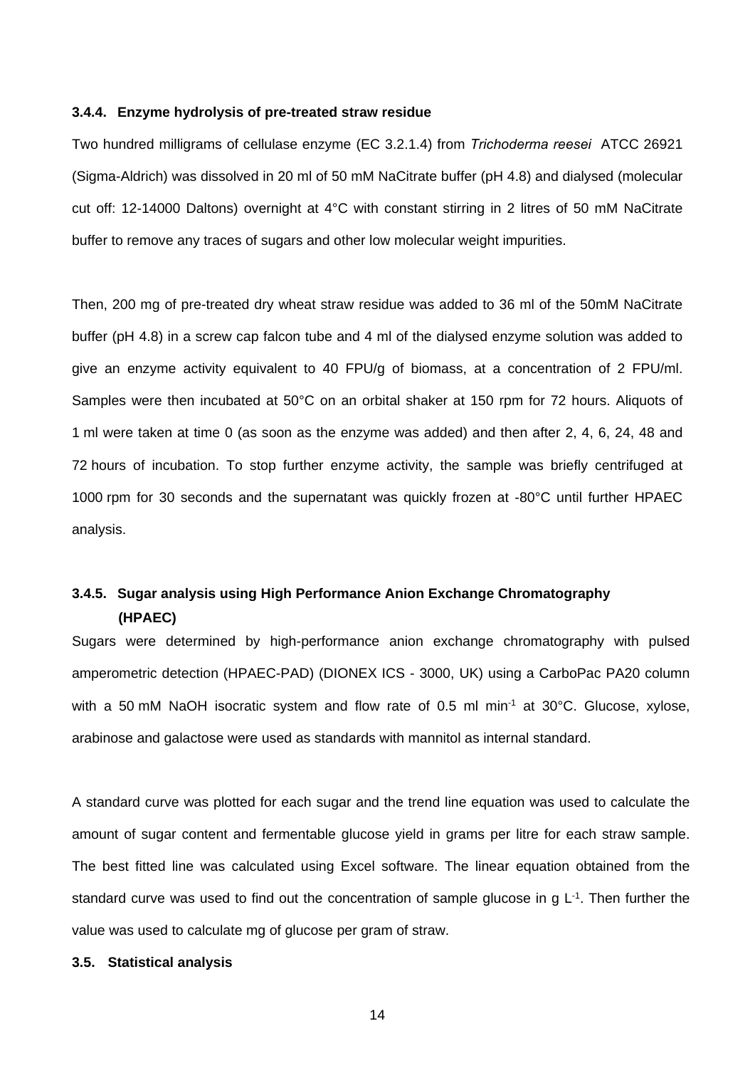### 3.4.4. Enzyme hydrolysis of pre-treated straw residue

Two hundred milligrams of cellulase enzyme (EC 3.2.1.4) from *Trichoderma reesei* ATCC 26921 (Sigma-Aldrich) was dissolved in 20 ml of 50 mM NaCitrate buffer (pH 4.8) and dialysed (molecular cut off: 12-14000 Daltons) overnight at 4°C with constant stirring in 2 litres of 50 mM NaCitrate buffer to remove any traces of sugars and other low molecular weight impurities.

Then, 200 mg of pre-treated dry wheat straw residue was added to 36 ml of the 50mM NaCitrate buffer (pH 4.8) in a screw cap falcon tube and 4 ml of the dialysed enzyme solution was added to give an enzyme activity equivalent to 40 FPU/g of biomass, at a concentration of 2 FPU/ml. Samples were then incubated at 50°C on an orbital shaker at 150 rpm for 72 hours. Aliquots of 1 ml were taken at time 0 (as soon as the enzyme was added) and then after 2, 4, 6, 24, 48 and 72 hours of incubation. To stop further enzyme activity, the sample was briefly centrifuged at 1000 rpm for 30 seconds and the supernatant was quickly frozen at -80°C until further HPAEC analysis.

### 3.4.5. Sugar analysis using High Performance Anion Exchange Chromatography (HPAEC)

Sugars were determined by high-performance anion exchange chromatography with pulsed amperometric detection (HPAEC-PAD) (DIONEX ICS - 3000, UK) using a CarboPac PA20 column with a 50 mM NaOH isocratic system and flow rate of 0.5 ml $min^{-1}$ at 30°C. Glucose, xylose, arabinose and galactose were used as standards with mannitol as internal standard.

A standard curve was plotted for each sugar and the trend line equation was used to calculate the amount of sugar content and fermentable glucose yield in grams per litre for each straw sample. The best fitted line was calculated using Excel software. The linear equation obtained from the standard curve was used to find out the concentration of sample glucose in g $L^{-1}$. Then further the value was used to calculate mg of glucose per gram of straw.

## 3.5. Statistical analysis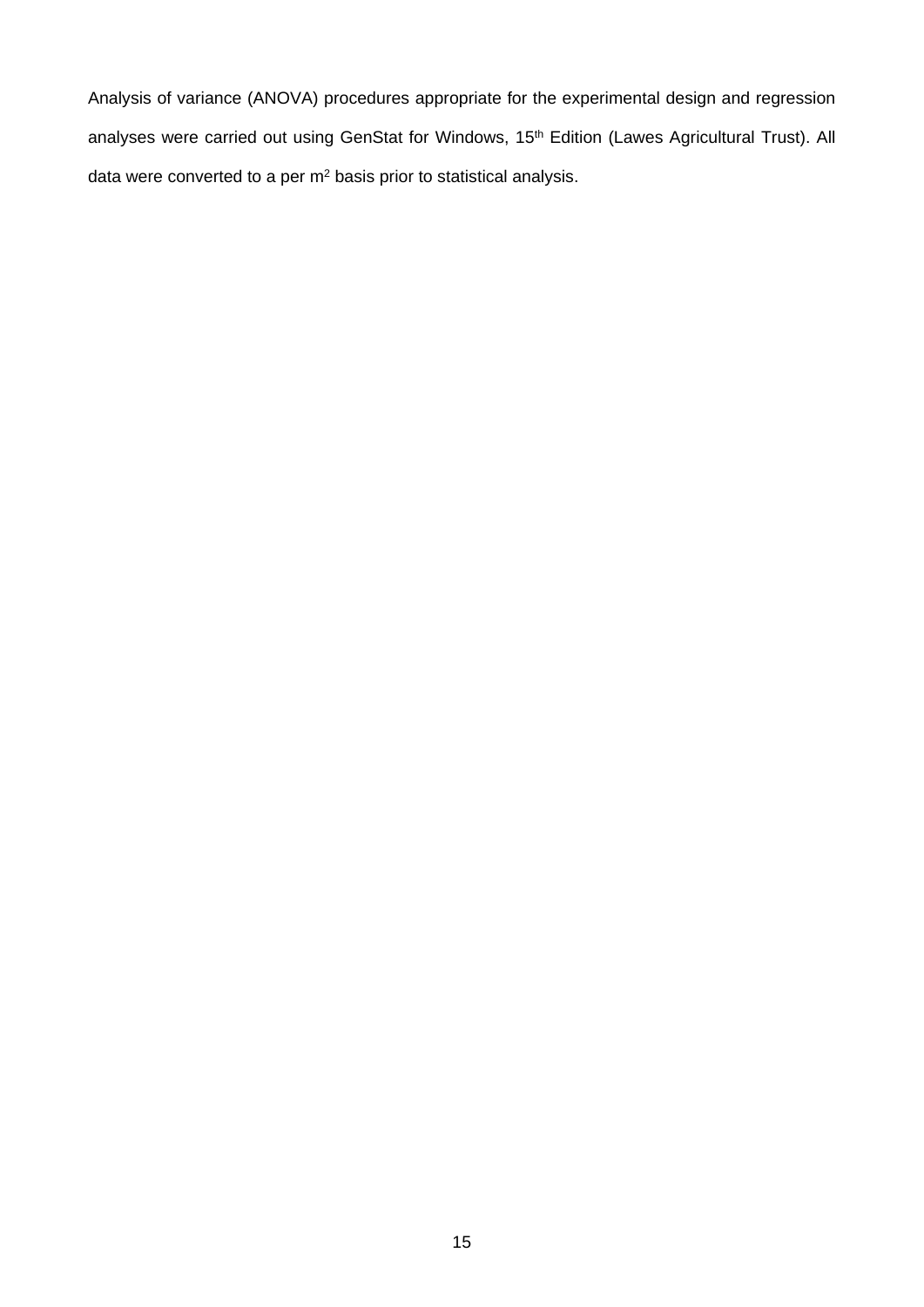Analysis of variance (ANOVA) procedures appropriate for the experimental design and regression analyses were carried out using GenStat for Windows, $15^{th}$ Edition (Lawes Agricultural Trust). All data were converted to a per $m^2$ basis prior to statistical analysis.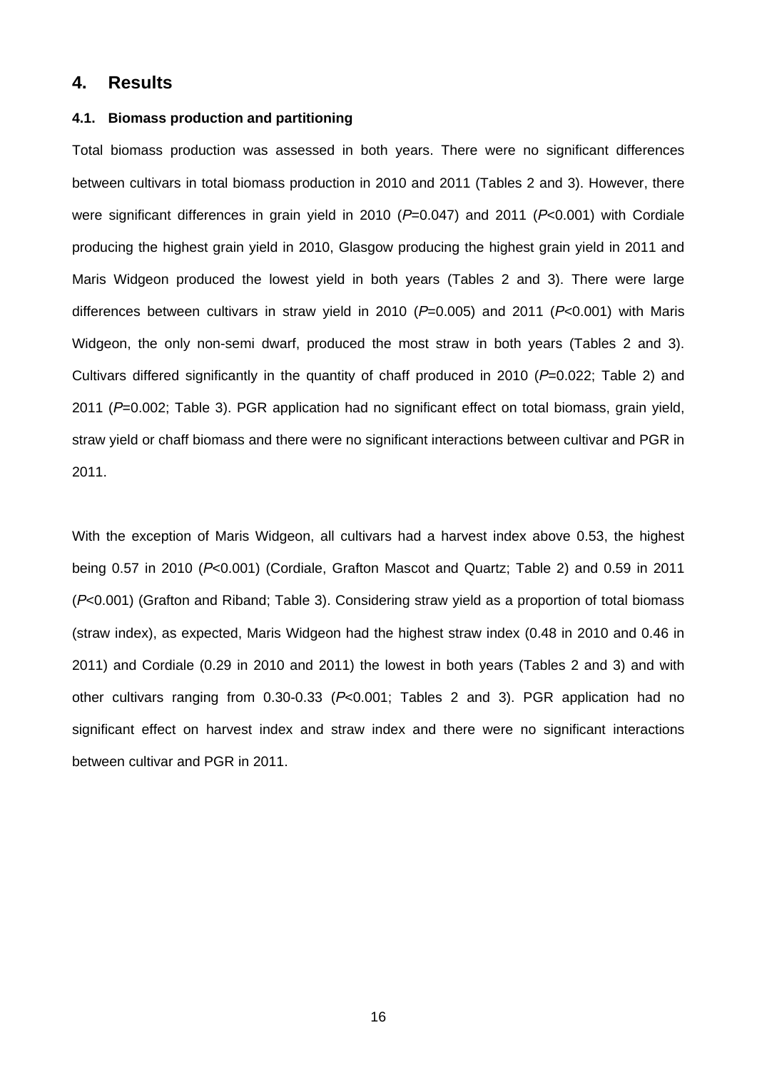## 4. Results

### 4.1. Biomass production and partitioning

Total biomass production was assessed in both years. There were no significant differences between cultivars in total biomass production in 2010 and 2011 (Tables 2 and 3). However, there were significant differences in grain yield in 2010 ($P$=0.047) and 2011 ($P$<0.001) with Cordiale producing the highest grain yield in 2010, Glasgow producing the highest grain yield in 2011 and Maris Widgeon produced the lowest yield in both years (Tables 2 and 3). There were large differences between cultivars in straw yield in 2010 ($P$=0.005) and 2011 ($P$<0.001) with Maris Widgeon, the only non-semi dwarf, produced the most straw in both years (Tables 2 and 3). Cultivars differed significantly in the quantity of chaff produced in 2010 ($P$=0.022; Table 2) and 2011 ($P$=0.002; Table 3). PGR application had no significant effect on total biomass, grain yield, straw yield or chaff biomass and there were no significant interactions between cultivar and PGR in 2011.

With the exception of Maris Widgeon, all cultivars had a harvest index above 0.53, the highest being 0.57 in 2010 ($P$<0.001) (Cordiale, Grafton Mascot and Quartz; Table 2) and 0.59 in 2011 ($P$<0.001) (Grafton and Riband; Table 3). Considering straw yield as a proportion of total biomass (straw index), as expected, Maris Widgeon had the highest straw index (0.48 in 2010 and 0.46 in 2011) and Cordiale (0.29 in 2010 and 2011) the lowest in both years (Tables 2 and 3) and with other cultivars ranging from 0.30-0.33 ($P$<0.001; Tables 2 and 3). PGR application had no significant effect on harvest index and straw index and there were no significant interactions between cultivar and PGR in 2011.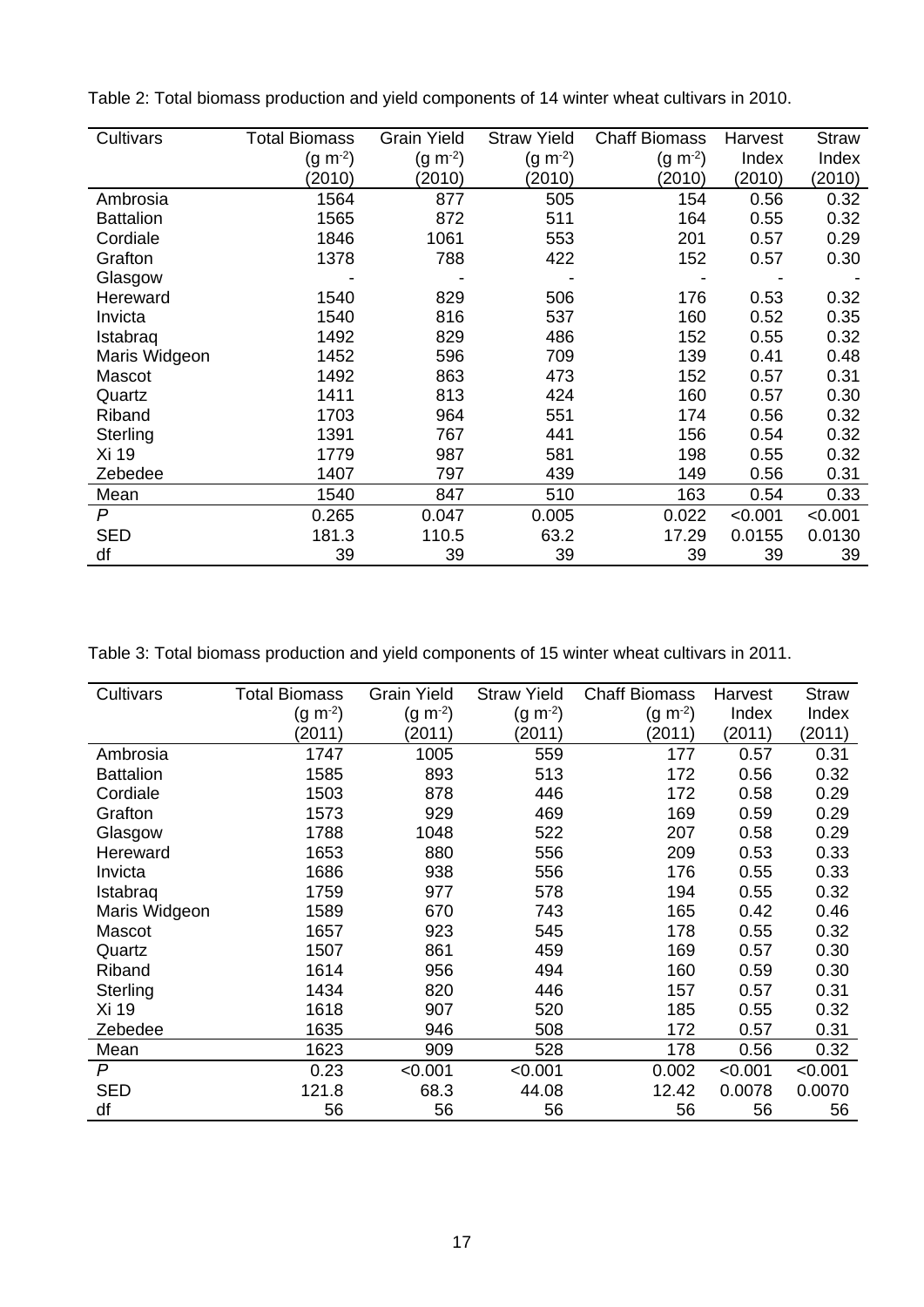Table 2: Total biomass production and yield components of 14 winter wheat cultivars in 2010.

| Cultivars | Total Biomass ($g\ m^{-2}$) (2010) | Grain Yield ($g\ m^{-2}$) (2010) | Straw Yield ($g\ m^{-2}$) (2010) | Chaff Biomass ($g\ m^{-2}$) (2010) | Harvest Index (2010) | Straw Index (2010) |
|---|---|---|---|---|---|---|
| Ambrosia | 1564 | 877 | 505 | 154 | 0.56 | 0.32 |
| Battalion | 1565 | 872 | 511 | 164 | 0.55 | 0.32 |
| Cordiale | 1846 | 1061 | 553 | 201 | 0.57 | 0.29 |
| Grafton | 1378 | 788 | 422 | 152 | 0.57 | 0.30 |
| Glasgow | - | - | - | - | - | - |
| Hereward | 1540 | 829 | 506 | 176 | 0.53 | 0.32 |
| Invicta | 1540 | 816 | 537 | 160 | 0.52 | 0.35 |
| Istabraq | 1492 | 829 | 486 | 152 | 0.55 | 0.32 |
| Maris Widgeon | 1452 | 596 | 709 | 139 | 0.41 | 0.48 |
| Mascot | 1492 | 863 | 473 | 152 | 0.57 | 0.31 |
| Quartz | 1411 | 813 | 424 | 160 | 0.57 | 0.30 |
| Riband | 1703 | 964 | 551 | 174 | 0.56 | 0.32 |
| Sterling | 1391 | 767 | 441 | 156 | 0.54 | 0.32 |
| Xi 19 | 1779 | 987 | 581 | 198 | 0.55 | 0.32 |
| Zebedee | 1407 | 797 | 439 | 149 | 0.56 | 0.31 |
| Mean | 1540 | 847 | 510 | 163 | 0.54 | 0.33 |
| *P* | 0.265 | 0.047 | 0.005 | 0.022 | <0.001 | <0.001 |
| SED | 181.3 | 110.5 | 63.2 | 17.29 | 0.0155 | 0.0130 |
| df | 39 | 39 | 39 | 39 | 39 | 39 |

Table 3: Total biomass production and yield components of 15 winter wheat cultivars in 2011.

| Cultivars | Total Biomass ($g\ m^{-2}$) (2011) | Grain Yield ($g\ m^{-2}$) (2011) | Straw Yield ($g\ m^{-2}$) (2011) | Chaff Biomass ($g\ m^{-2}$) (2011) | Harvest Index (2011) | Straw Index (2011) |
|---|---|---|---|---|---|---|
| Ambrosia | 1747 | 1005 | 559 | 177 | 0.57 | 0.31 |
| Battalion | 1585 | 893 | 513 | 172 | 0.56 | 0.32 |
| Cordiale | 1503 | 878 | 446 | 172 | 0.58 | 0.29 |
| Grafton | 1573 | 929 | 469 | 169 | 0.59 | 0.29 |
| Glasgow | 1788 | 1048 | 522 | 207 | 0.58 | 0.29 |
| Hereward | 1653 | 880 | 556 | 209 | 0.53 | 0.33 |
| Invicta | 1686 | 938 | 556 | 176 | 0.55 | 0.33 |
| Istabraq | 1759 | 977 | 578 | 194 | 0.55 | 0.32 |
| Maris Widgeon | 1589 | 670 | 743 | 165 | 0.42 | 0.46 |
| Mascot | 1657 | 923 | 545 | 178 | 0.55 | 0.32 |
| Quartz | 1507 | 861 | 459 | 169 | 0.57 | 0.30 |
| Riband | 1614 | 956 | 494 | 160 | 0.59 | 0.30 |
| Sterling | 1434 | 820 | 446 | 157 | 0.57 | 0.31 |
| Xi 19 | 1618 | 907 | 520 | 185 | 0.55 | 0.32 |
| Zebedee | 1635 | 946 | 508 | 172 | 0.57 | 0.31 |
| Mean | 1623 | 909 | 528 | 178 | 0.56 | 0.32 |
| *P* | 0.23 | <0.001 | <0.001 | 0.002 | <0.001 | <0.001 |
| SED | 121.8 | 68.3 | 44.08 | 12.42 | 0.0078 | 0.0070 |
| df | 56 | 56 | 56 | 56 | 56 | 56 |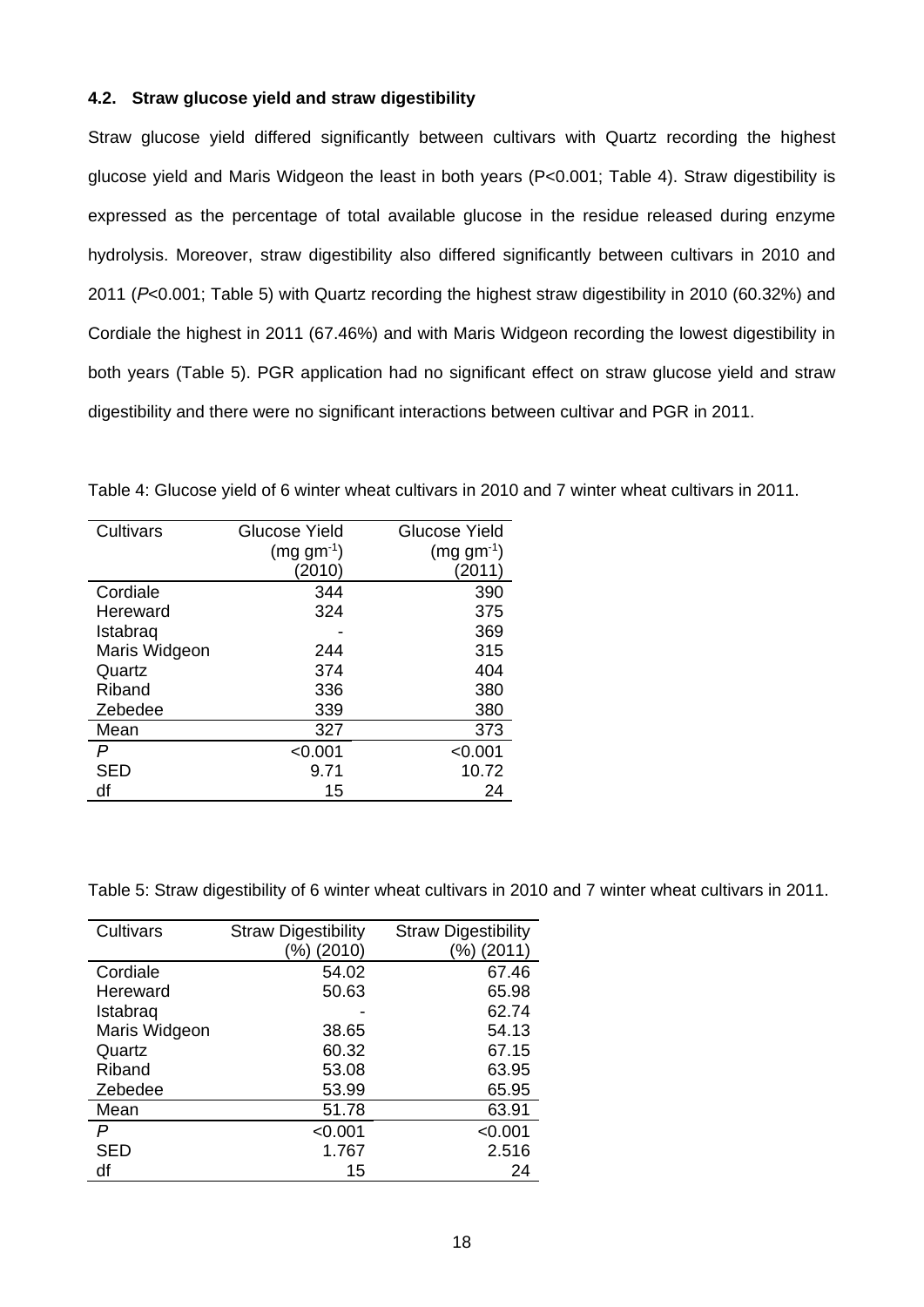### 4.2. Straw glucose yield and straw digestibility

Straw glucose yield differed significantly between cultivars with Quartz recording the highest glucose yield and Maris Widgeon the least in both years ($P$<0.001; Table 4). Straw digestibility is expressed as the percentage of total available glucose in the residue released during enzyme hydrolysis. Moreover, straw digestibility also differed significantly between cultivars in 2010 and 2011 (*P*<0.001; Table 5) with Quartz recording the highest straw digestibility in 2010 (60.32%) and Cordiale the highest in 2011 (67.46%) and with Maris Widgeon recording the lowest digestibility in both years (Table 5). PGR application had no significant effect on straw glucose yield and straw digestibility and there were no significant interactions between cultivar and PGR in 2011.

Table 4: Glucose yield of 6 winter wheat cultivars in 2010 and 7 winter wheat cultivars in 2011.

| Cultivars | Glucose Yield (mg $gm^{-1}$) (2010) | Glucose Yield (mg $gm^{-1}$) (2011) |
|---|---|---|
| Cordiale | 344 | 390 |
| Hereward | 324 | 375 |
| Istabraq | - | 369 |
| Maris Widgeon | 244 | 315 |
| Quartz | 374 | 404 |
| Riband | 336 | 380 |
| Zebedee | 339 | 380 |
| Mean | 327 | 373 |
| *P* | <0.001 | <0.001 |
| SED | 9.71 | 10.72 |
| df | 15 | 24 |

Table 5: Straw digestibility of 6 winter wheat cultivars in 2010 and 7 winter wheat cultivars in 2011.

| Cultivars | Straw Digestibility (%) (2010) | Straw Digestibility (%) (2011) |
|---|---|---|
| Cordiale | 54.02 | 67.46 |
| Hereward | 50.63 | 65.98 |
| Istabraq | - | 62.74 |
| Maris Widgeon | 38.65 | 54.13 |
| Quartz | 60.32 | 67.15 |
| Riband | 53.08 | 63.95 |
| Zebedee | 53.99 | 65.95 |
| Mean | 51.78 | 63.91 |
| *P* | <0.001 | <0.001 |
| SED | 1.767 | 2.516 |
| df | 15 | 24 |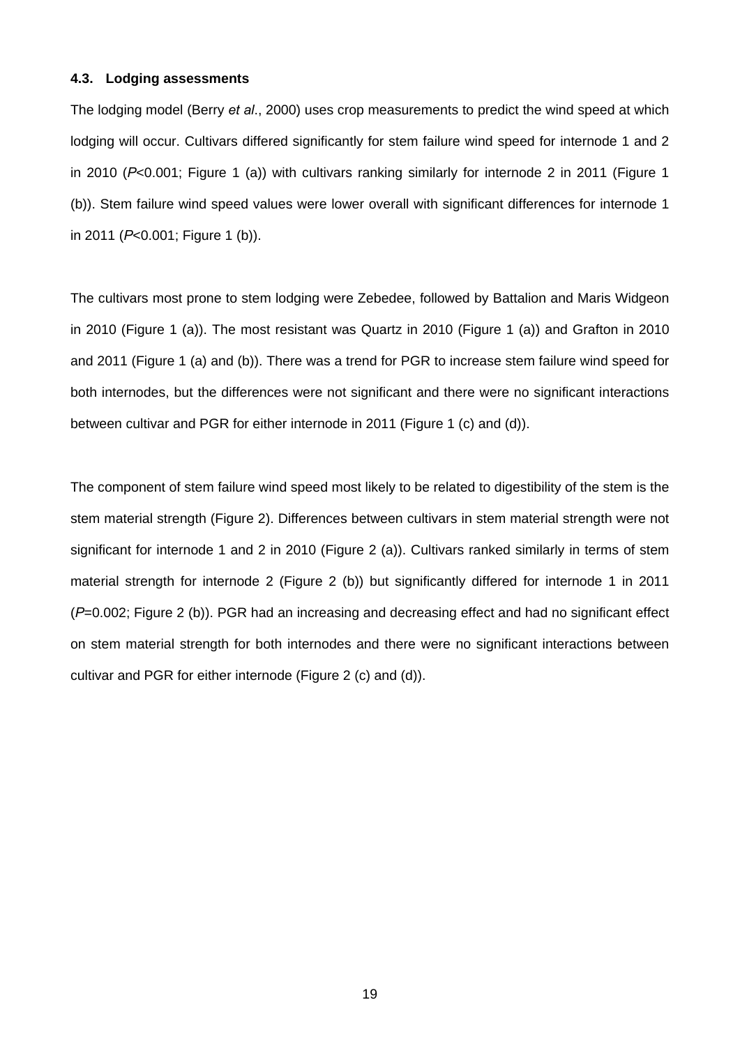### 4.3. Lodging assessments

The lodging model (Berry *et al*., 2000) uses crop measurements to predict the wind speed at which lodging will occur. Cultivars differed significantly for stem failure wind speed for internode 1 and 2 in 2010 ($P$<0.001; Figure 1 (a)) with cultivars ranking similarly for internode 2 in 2011 (Figure 1 (b)). Stem failure wind speed values were lower overall with significant differences for internode 1 in 2011 ($P$<0.001; Figure 1 (b)).

The cultivars most prone to stem lodging were Zebedee, followed by Battalion and Maris Widgeon in 2010 (Figure 1 (a)). The most resistant was Quartz in 2010 (Figure 1 (a)) and Grafton in 2010 and 2011 (Figure 1 (a) and (b)). There was a trend for PGR to increase stem failure wind speed for both internodes, but the differences were not significant and there were no significant interactions between cultivar and PGR for either internode in 2011 (Figure 1 (c) and (d)).

The component of stem failure wind speed most likely to be related to digestibility of the stem is the stem material strength (Figure 2). Differences between cultivars in stem material strength were not significant for internode 1 and 2 in 2010 (Figure 2 (a)). Cultivars ranked similarly in terms of stem material strength for internode 2 (Figure 2 (b)) but significantly differed for internode 1 in 2011 ($P$=0.002; Figure 2 (b)). PGR had an increasing and decreasing effect and had no significant effect on stem material strength for both internodes and there were no significant interactions between cultivar and PGR for either internode (Figure 2 (c) and (d)).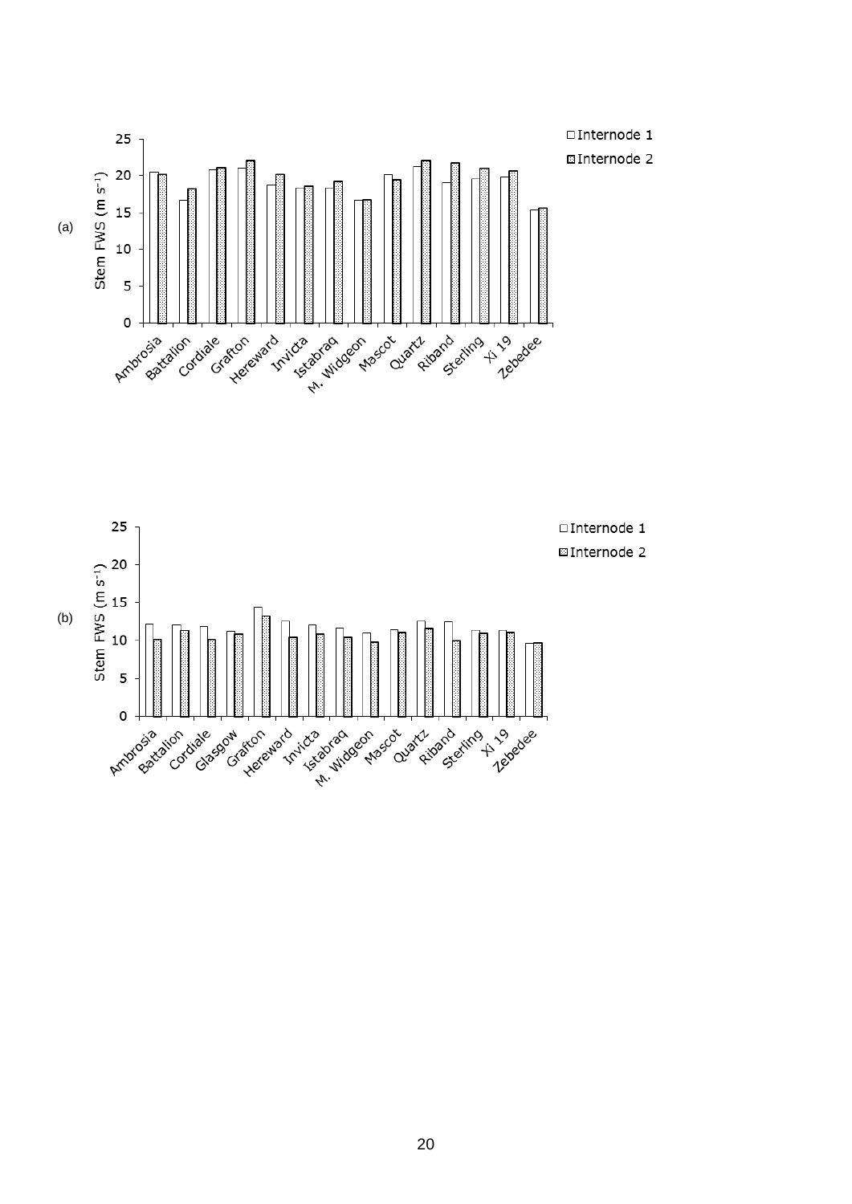(a)

| | Internode 1 | Internode 2 |
|---|---|---|
| Ambrosia | 20.5 | 20.2 |
| Battalion | 16.6 | 18.2 |
| Cordiale | 20.8 | 21.1 |
| Grafton | 21.0 | 22.1 |
| Hereward | 18.7 | 20.2 |
| Invicta | 18.3 | 18.5 |
| Istabraq | 18.3 | 19.2 |
| M. Widgeon | 16.6 | 16.7 |
| Mascot | 20.2 | 19.4 |
| Quartz | 21.3 | 22.1 |
| Riband | 19.1 | 21.8 |
| Sterling | 19.6 | 21.0 |
| Xi 19 | 19.8 | 20.7 |
| Zebedee | 15.4 | 15.6 |

Stem FWS ($m\ s^{-1}$)

(b)

| | Internode 1 | Internode 2 |
|---|---|---|
| Ambrosia | 12.2 | 10.1 |
| Battalion | 12.1 | 11.3 |
| Cordiale | 11.9 | 10.1 |
| Glasgow | 11.2 | 10.8 |
| Grafton | 14.4 | 13.2 |
| Hereward | 12.6 | 10.4 |
| Invicta | 12.1 | 10.8 |
| Istabraq | 11.7 | 10.4 |
| M. Widgeon | 11.0 | 9.8 |
| Mascot | 11.4 | 11.1 |
| Quartz | 12.6 | 11.6 |
| Riband | 12.5 | 9.9 |
| Sterling | 11.3 | 10.9 |
| Xi 19 | 11.3 | 11.1 |
| Zebedee | 9.6 | 9.7 |

Stem FWS ($m\ s^{-1}$)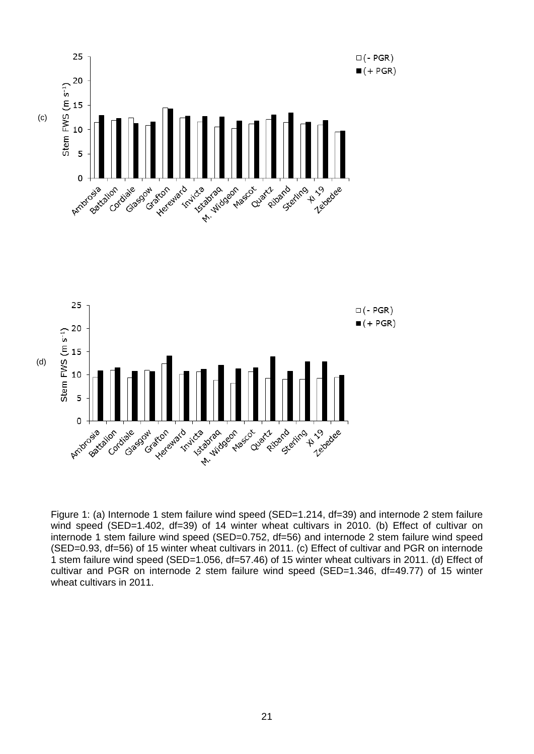Figure 1: (a) Internode 1 stem failure wind speed (SED=1.214, df=39) and internode 2 stem failure wind speed (SED=1.402, df=39) of 14 winter wheat cultivars in 2010. (b) Effect of cultivar on internode 1 stem failure wind speed (SED=0.752, df=56) and internode 2 stem failure wind speed (SED=0.93, df=56) of 15 winter wheat cultivars in 2011. (c) Effect of cultivar and PGR on internode 1 stem failure wind speed (SED=1.056, df=57.46) of 15 winter wheat cultivars in 2011. (d) Effect of cultivar and PGR on internode 2 stem failure wind speed (SED=1.346, df=49.77) of 15 winter wheat cultivars in 2011.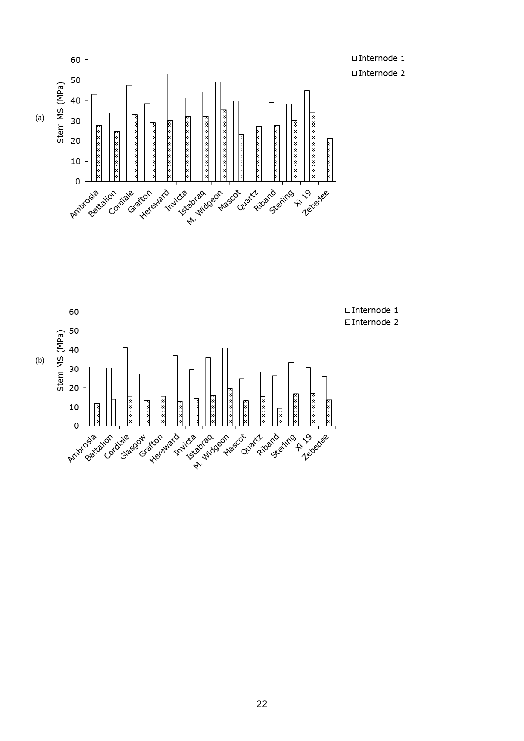(a)

Stem MS (MPa)

□ Internode 1

▩ Internode 2

Ambrosia, Battalion, Cordiale, Grafton, Hereward, Invicta, Istabraq, M. Widgeon, Mascot, Quartz, Riband, Sterling, Xi 19, Zebedee

(b)

Stem MS (MPa)

□ Internode 1

▩ Internode 2

Ambrosia, Battalion, Cordiale, Glasgow, Grafton, Hereward, Invicta, Istabraq, M. Widgeon, Mascot, Quartz, Riband, Sterling, Xi 19, Zebedee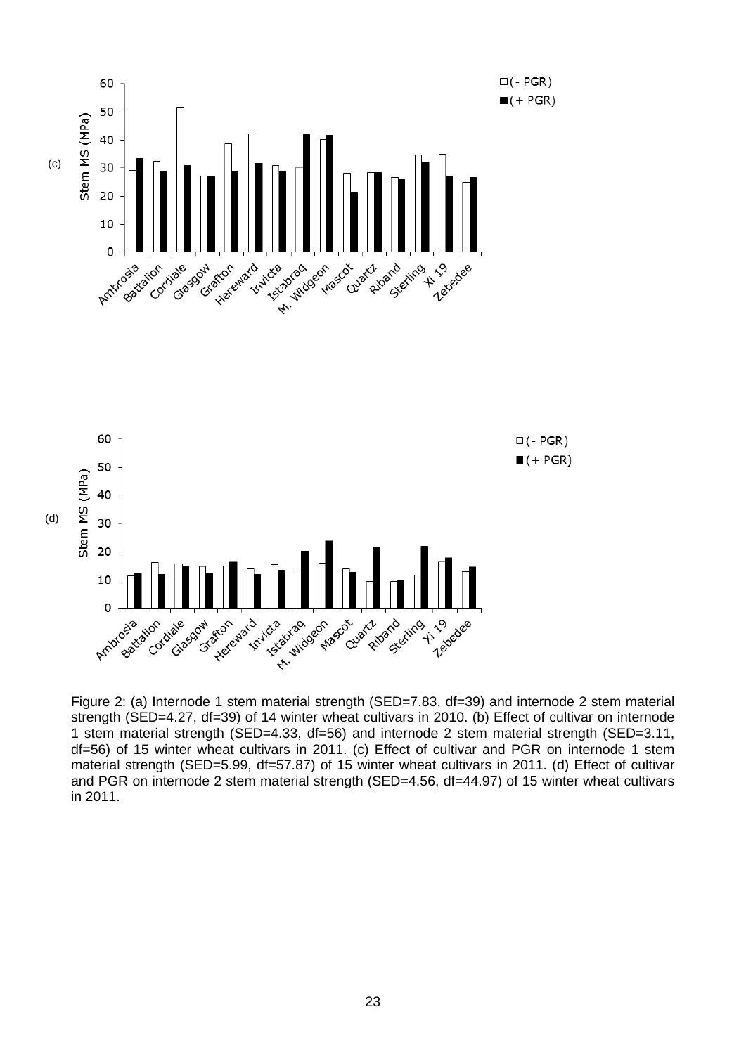Figure 2: (a) Internode 1 stem material strength (SED=7.83, df=39) and internode 2 stem material strength (SED=4.27, df=39) of 14 winter wheat cultivars in 2010. (b) Effect of cultivar on internode 1 stem material strength (SED=4.33, df=56) and internode 2 stem material strength (SED=3.11, df=56) of 15 winter wheat cultivars in 2011. (c) Effect of cultivar and PGR on internode 1 stem material strength (SED=5.99, df=57.87) of 15 winter wheat cultivars in 2011. (d) Effect of cultivar and PGR on internode 2 stem material strength (SED=4.56, df=44.97) of 15 winter wheat cultivars in 2011.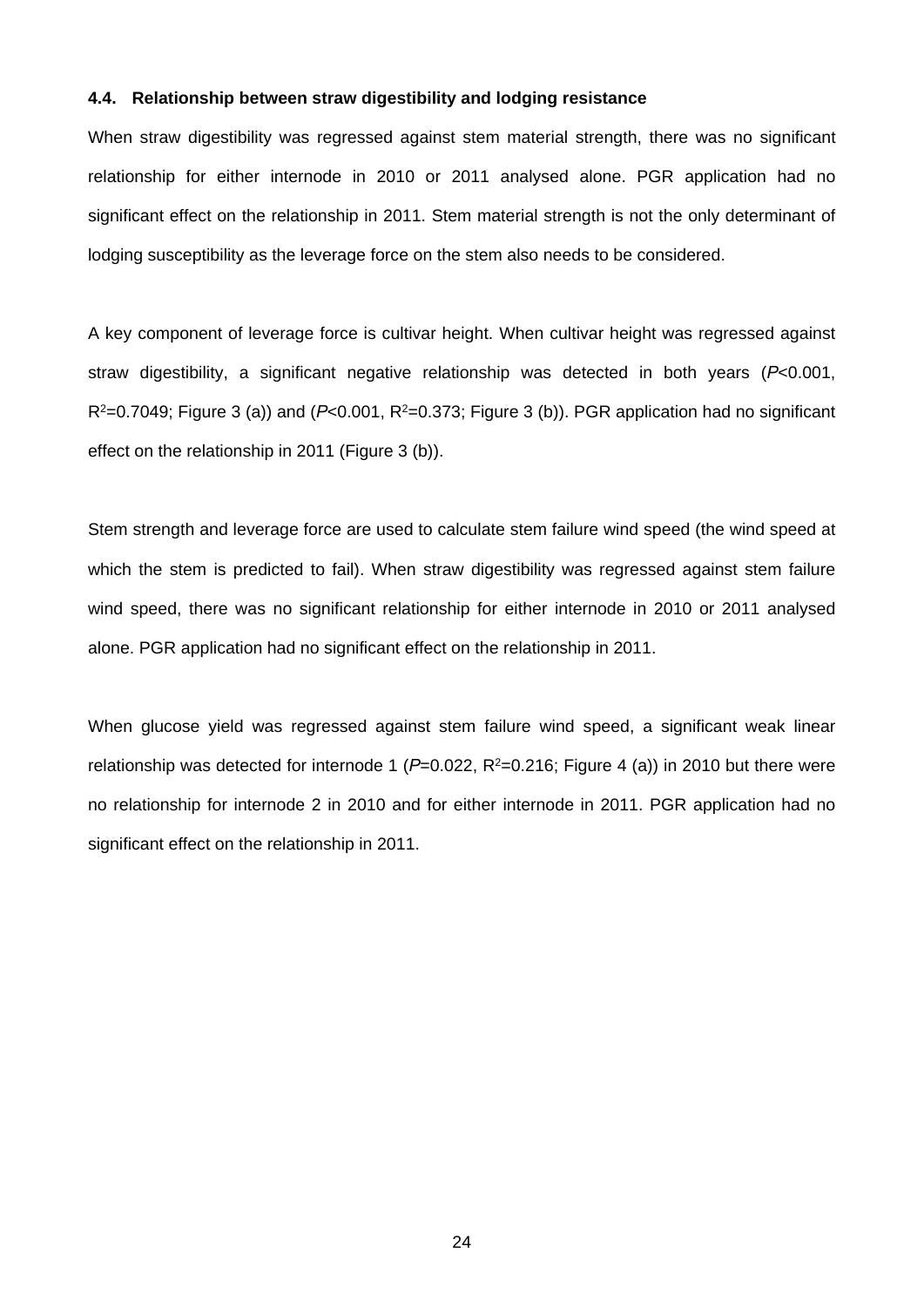### 4.4. Relationship between straw digestibility and lodging resistance

When straw digestibility was regressed against stem material strength, there was no significant relationship for either internode in 2010 or 2011 analysed alone. PGR application had no significant effect on the relationship in 2011. Stem material strength is not the only determinant of lodging susceptibility as the leverage force on the stem also needs to be considered.

A key component of leverage force is cultivar height. When cultivar height was regressed against straw digestibility, a significant negative relationship was detected in both years ($P$<0.001, $R^2$=0.7049; Figure 3 (a)) and ($P$<0.001, $R^2$=0.373; Figure 3 (b)). PGR application had no significant effect on the relationship in 2011 (Figure 3 (b)).

Stem strength and leverage force are used to calculate stem failure wind speed (the wind speed at which the stem is predicted to fail). When straw digestibility was regressed against stem failure wind speed, there was no significant relationship for either internode in 2010 or 2011 analysed alone. PGR application had no significant effect on the relationship in 2011.

When glucose yield was regressed against stem failure wind speed, a significant weak linear relationship was detected for internode 1 ($P$=0.022, $R^2$=0.216; Figure 4 (a)) in 2010 but there were no relationship for internode 2 in 2010 and for either internode in 2011. PGR application had no significant effect on the relationship in 2011.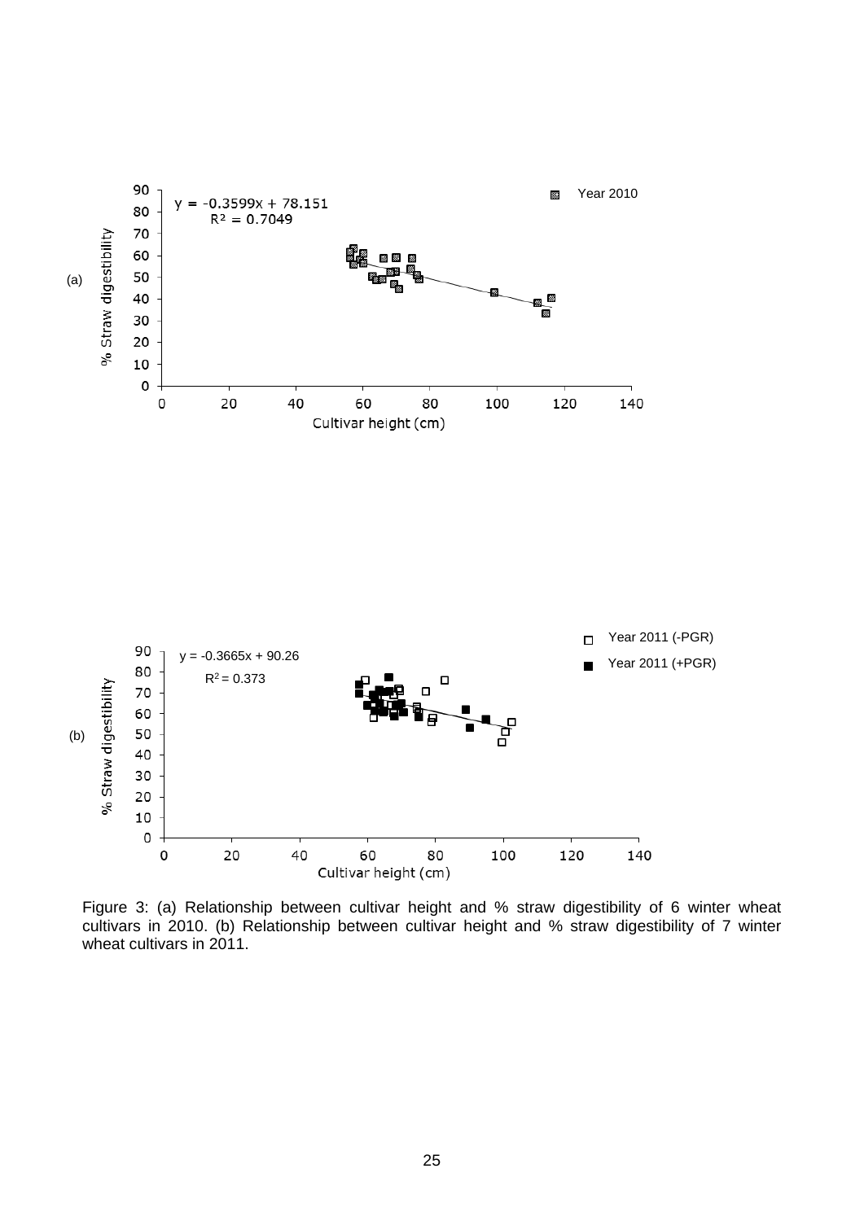Figure 3: (a) Relationship between cultivar height and % straw digestibility of 6 winter wheat cultivars in 2010. (b) Relationship between cultivar height and % straw digestibility of 7 winter wheat cultivars in 2011.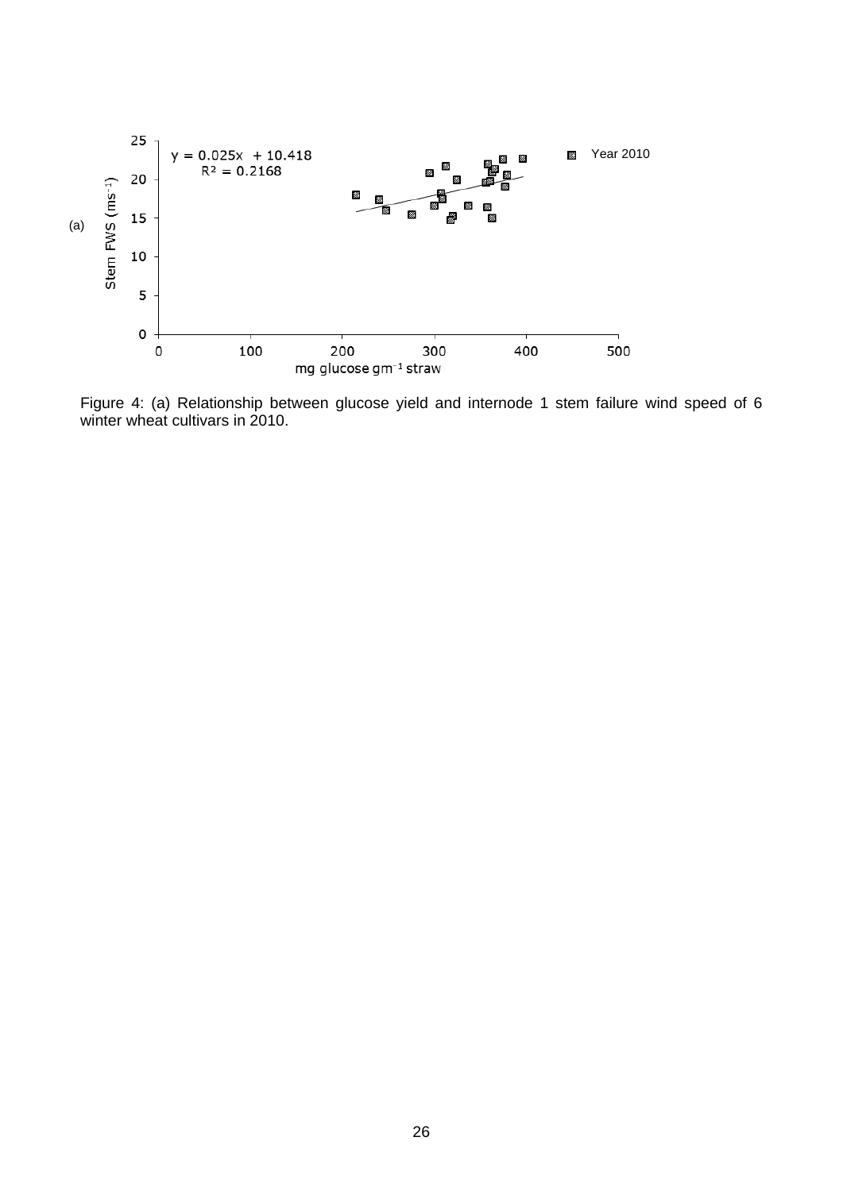(a)

$y = 0.025x + 10.418$

$R^2 = 0.2168$

Stem FWS ($ms^{-1}$)

mg glucose $gm^{-1}$ straw

Year 2010

Figure 4: (a) Relationship between glucose yield and internode 1 stem failure wind speed of 6 winter wheat cultivars in 2010.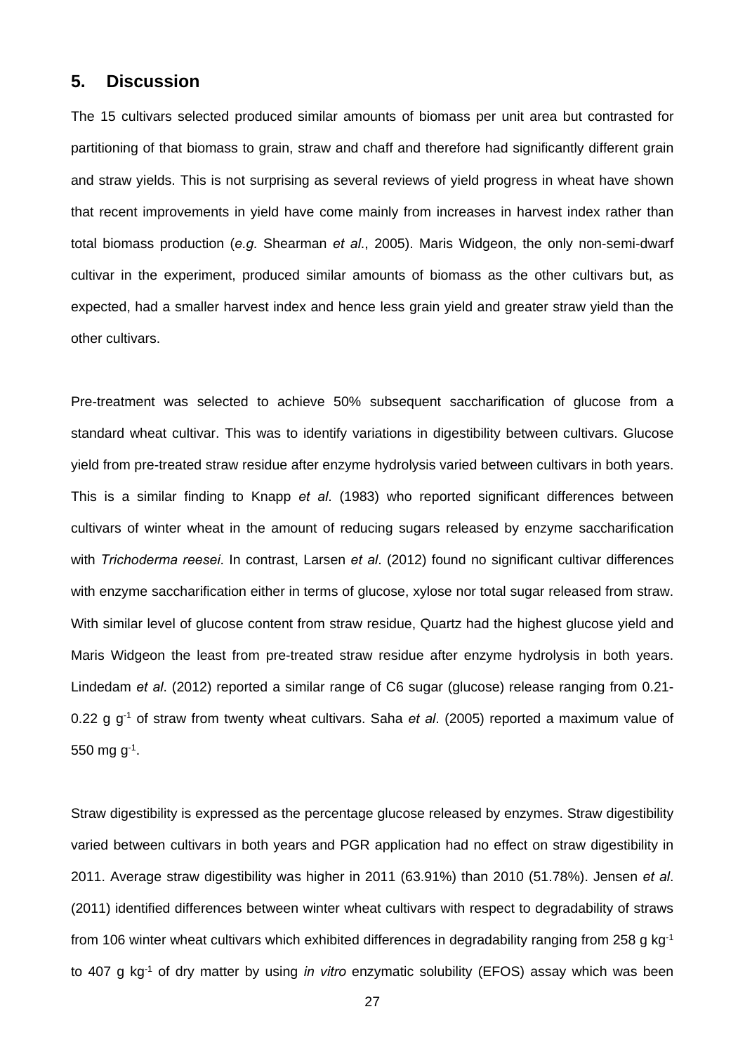## 5. Discussion

The 15 cultivars selected produced similar amounts of biomass per unit area but contrasted for partitioning of that biomass to grain, straw and chaff and therefore had significantly different grain and straw yields. This is not surprising as several reviews of yield progress in wheat have shown that recent improvements in yield have come mainly from increases in harvest index rather than total biomass production (*e.g.* Shearman *et al*., 2005). Maris Widgeon, the only non-semi-dwarf cultivar in the experiment, produced similar amounts of biomass as the other cultivars but, as expected, had a smaller harvest index and hence less grain yield and greater straw yield than the other cultivars.

Pre-treatment was selected to achieve 50% subsequent saccharification of glucose from a standard wheat cultivar. This was to identify variations in digestibility between cultivars. Glucose yield from pre-treated straw residue after enzyme hydrolysis varied between cultivars in both years. This is a similar finding to Knapp *et al*. (1983) who reported significant differences between cultivars of winter wheat in the amount of reducing sugars released by enzyme saccharification with *Trichoderma reesei*. In contrast, Larsen *et al*. (2012) found no significant cultivar differences with enzyme saccharification either in terms of glucose, xylose nor total sugar released from straw. With similar level of glucose content from straw residue, Quartz had the highest glucose yield and Maris Widgeon the least from pre-treated straw residue after enzyme hydrolysis in both years. Lindedam *et al*. (2012) reported a similar range of C6 sugar (glucose) release ranging from 0.21-0.22 g $g^{-1}$ of straw from twenty wheat cultivars. Saha *et al*. (2005) reported a maximum value of 550 mg $g^{-1}$.

Straw digestibility is expressed as the percentage glucose released by enzymes. Straw digestibility varied between cultivars in both years and PGR application had no effect on straw digestibility in 2011. Average straw digestibility was higher in 2011 (63.91%) than 2010 (51.78%). Jensen *et al*. (2011) identified differences between winter wheat cultivars with respect to degradability of straws from 106 winter wheat cultivars which exhibited differences in degradability ranging from 258 g $kg^{-1}$ to 407 g $kg^{-1}$ of dry matter by using *in vitro* enzymatic solubility (EFOS) assay which was been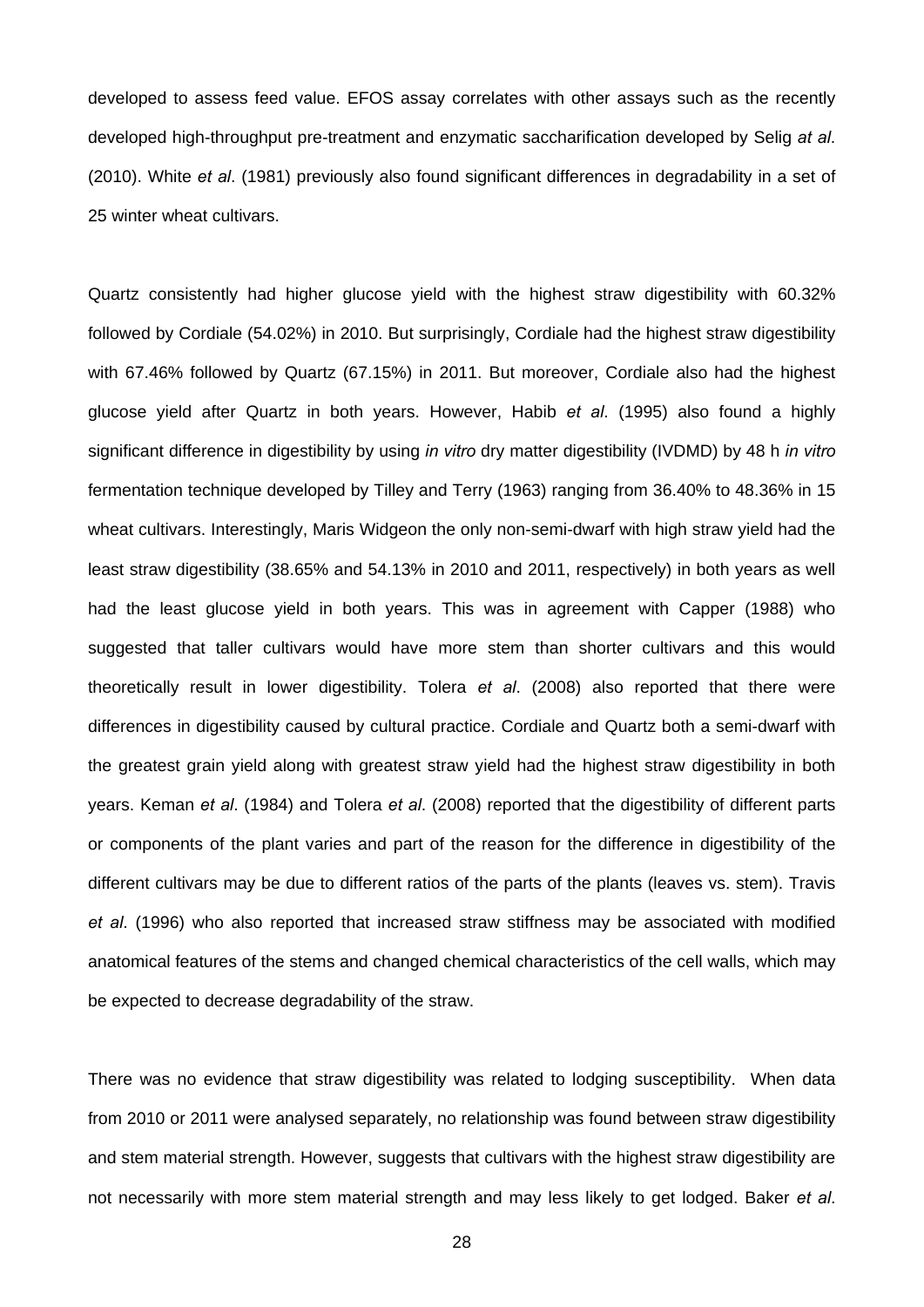developed to assess feed value. EFOS assay correlates with other assays such as the recently developed high-throughput pre-treatment and enzymatic saccharification developed by Selig *at al*. (2010). White *et al*. (1981) previously also found significant differences in degradability in a set of 25 winter wheat cultivars.

Quartz consistently had higher glucose yield with the highest straw digestibility with 60.32% followed by Cordiale (54.02%) in 2010. But surprisingly, Cordiale had the highest straw digestibility with 67.46% followed by Quartz (67.15%) in 2011. But moreover, Cordiale also had the highest glucose yield after Quartz in both years. However, Habib *et al*. (1995) also found a highly significant difference in digestibility by using *in vitro* dry matter digestibility (IVDMD) by 48 h *in vitro* fermentation technique developed by Tilley and Terry (1963) ranging from 36.40% to 48.36% in 15 wheat cultivars. Interestingly, Maris Widgeon the only non-semi-dwarf with high straw yield had the least straw digestibility (38.65% and 54.13% in 2010 and 2011, respectively) in both years as well had the least glucose yield in both years. This was in agreement with Capper (1988) who suggested that taller cultivars would have more stem than shorter cultivars and this would theoretically result in lower digestibility. Tolera *et al*. (2008) also reported that there were differences in digestibility caused by cultural practice. Cordiale and Quartz both a semi-dwarf with the greatest grain yield along with greatest straw yield had the highest straw digestibility in both years. Keman *et al*. (1984) and Tolera *et al*. (2008) reported that the digestibility of different parts or components of the plant varies and part of the reason for the difference in digestibility of the different cultivars may be due to different ratios of the parts of the plants (leaves vs. stem). Travis *et al*. (1996) who also reported that increased straw stiffness may be associated with modified anatomical features of the stems and changed chemical characteristics of the cell walls, which may be expected to decrease degradability of the straw.

There was no evidence that straw digestibility was related to lodging susceptibility. When data from 2010 or 2011 were analysed separately, no relationship was found between straw digestibility and stem material strength. However, suggests that cultivars with the highest straw digestibility are not necessarily with more stem material strength and may less likely to get lodged. Baker *et al*.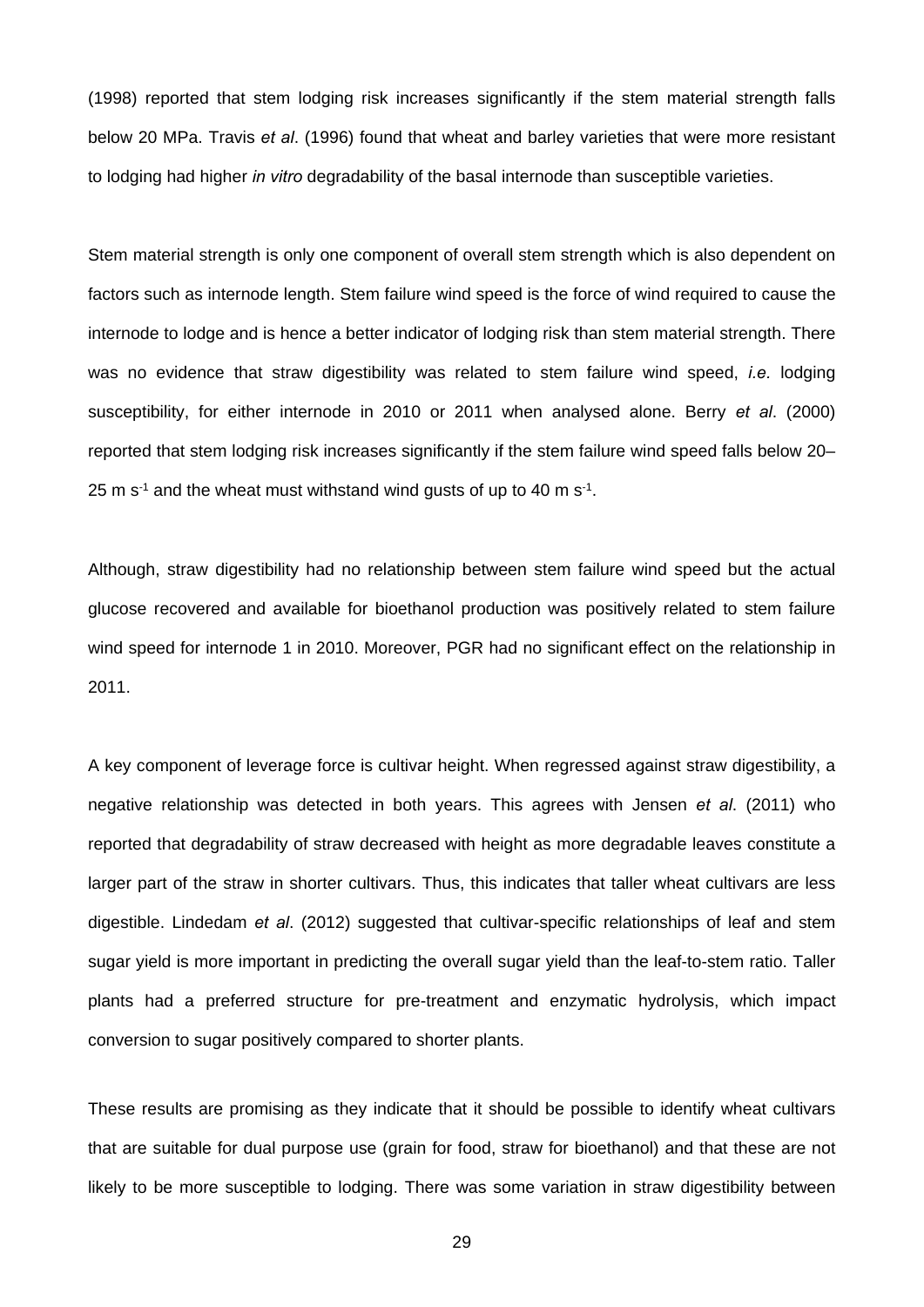(1998) reported that stem lodging risk increases significantly if the stem material strength falls below 20 MPa. Travis *et al*. (1996) found that wheat and barley varieties that were more resistant to lodging had higher *in vitro* degradability of the basal internode than susceptible varieties.

Stem material strength is only one component of overall stem strength which is also dependent on factors such as internode length. Stem failure wind speed is the force of wind required to cause the internode to lodge and is hence a better indicator of lodging risk than stem material strength. There was no evidence that straw digestibility was related to stem failure wind speed, *i.e.* lodging susceptibility, for either internode in 2010 or 2011 when analysed alone. Berry *et al*. (2000) reported that stem lodging risk increases significantly if the stem failure wind speed falls below 20–25 m $s^{-1}$ and the wheat must withstand wind gusts of up to 40 m $s^{-1}$.

Although, straw digestibility had no relationship between stem failure wind speed but the actual glucose recovered and available for bioethanol production was positively related to stem failure wind speed for internode 1 in 2010. Moreover, PGR had no significant effect on the relationship in 2011.

A key component of leverage force is cultivar height. When regressed against straw digestibility, a negative relationship was detected in both years. This agrees with Jensen *et al*. (2011) who reported that degradability of straw decreased with height as more degradable leaves constitute a larger part of the straw in shorter cultivars. Thus, this indicates that taller wheat cultivars are less digestible. Lindedam *et al*. (2012) suggested that cultivar-specific relationships of leaf and stem sugar yield is more important in predicting the overall sugar yield than the leaf-to-stem ratio. Taller plants had a preferred structure for pre-treatment and enzymatic hydrolysis, which impact conversion to sugar positively compared to shorter plants.

These results are promising as they indicate that it should be possible to identify wheat cultivars that are suitable for dual purpose use (grain for food, straw for bioethanol) and that these are not likely to be more susceptible to lodging. There was some variation in straw digestibility between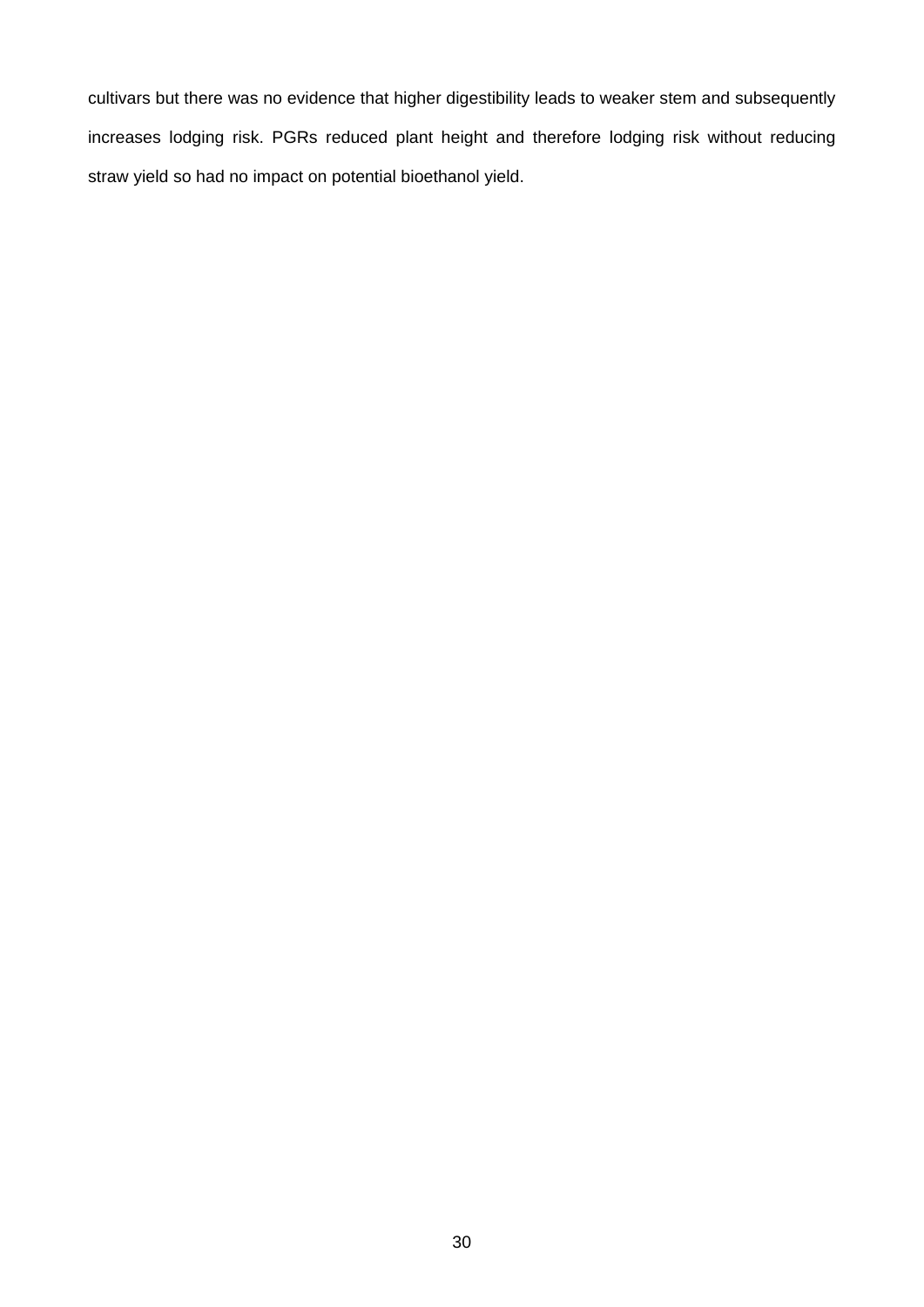cultivars but there was no evidence that higher digestibility leads to weaker stem and subsequently increases lodging risk. PGRs reduced plant height and therefore lodging risk without reducing straw yield so had no impact on potential bioethanol yield.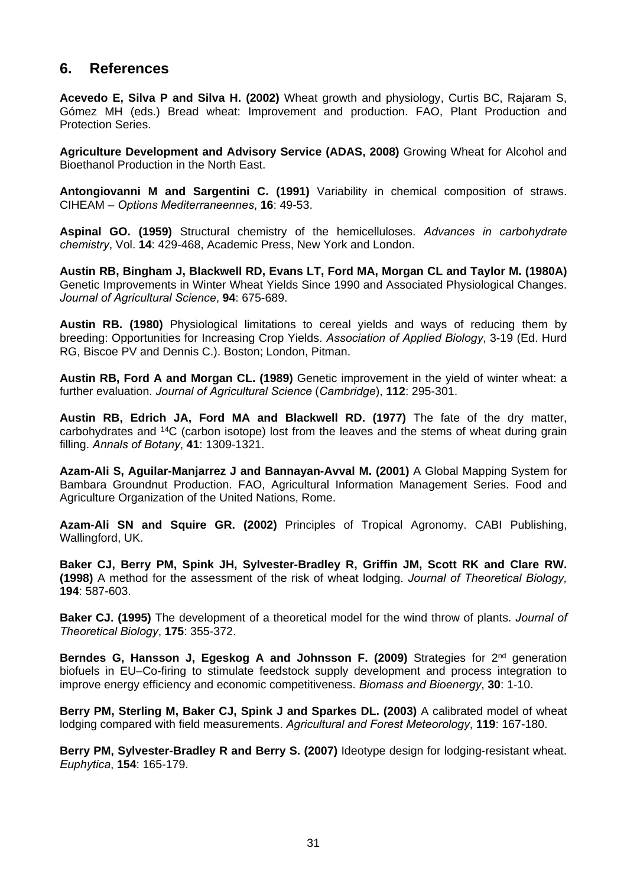## 6. References

**Acevedo E, Silva P and Silva H. (2002)** Wheat growth and physiology, Curtis BC, Rajaram S, Gómez MH (eds.) Bread wheat: Improvement and production. FAO, Plant Production and Protection Series.

**Agriculture Development and Advisory Service (ADAS, 2008)** Growing Wheat for Alcohol and Bioethanol Production in the North East.

**Antongiovanni M and Sargentini C. (1991)** Variability in chemical composition of straws. CIHEAM – *Options Mediterraneennes*, **16**: 49-53.

**Aspinal GO. (1959)** Structural chemistry of the hemicelluloses. *Advances in carbohydrate chemistry*, Vol. **14**: 429-468, Academic Press, New York and London.

**Austin RB, Bingham J, Blackwell RD, Evans LT, Ford MA, Morgan CL and Taylor M. (1980A)** Genetic Improvements in Winter Wheat Yields Since 1990 and Associated Physiological Changes. *Journal of Agricultural Science*, **94**: 675-689.

**Austin RB. (1980)** Physiological limitations to cereal yields and ways of reducing them by breeding: Opportunities for Increasing Crop Yields. *Association of Applied Biology*, 3-19 (Ed. Hurd RG, Biscoe PV and Dennis C.). Boston; London, Pitman.

**Austin RB, Ford A and Morgan CL. (1989)** Genetic improvement in the yield of winter wheat: a further evaluation. *Journal of Agricultural Science* (*Cambridge*), **112**: 295-301.

**Austin RB, Edrich JA, Ford MA and Blackwell RD. (1977)** The fate of the dry matter, carbohydrates and $^{14}C$ (carbon isotope) lost from the leaves and the stems of wheat during grain filling. *Annals of Botany*, **41**: 1309-1321.

**Azam-Ali S, Aguilar-Manjarrez J and Bannayan-Avval M. (2001)** A Global Mapping System for Bambara Groundnut Production. FAO, Agricultural Information Management Series. Food and Agriculture Organization of the United Nations, Rome.

**Azam-Ali SN and Squire GR. (2002)** Principles of Tropical Agronomy. CABI Publishing, Wallingford, UK.

**Baker CJ, Berry PM, Spink JH, Sylvester-Bradley R, Griffin JM, Scott RK and Clare RW. (1998)** A method for the assessment of the risk of wheat lodging. *Journal of Theoretical Biology,* **194**: 587-603.

**Baker CJ. (1995)** The development of a theoretical model for the wind throw of plants. *Journal of Theoretical Biology*, **175**: 355-372.

**Berndes G, Hansson J, Egeskog A and Johnsson F. (2009)** Strategies for 2nd generation biofuels in EU–Co-firing to stimulate feedstock supply development and process integration to improve energy efficiency and economic competitiveness. *Biomass and Bioenergy*, **30**: 1-10.

**Berry PM, Sterling M, Baker CJ, Spink J and Sparkes DL. (2003)** A calibrated model of wheat lodging compared with field measurements. *Agricultural and Forest Meteorology*, **119**: 167-180.

**Berry PM, Sylvester-Bradley R and Berry S. (2007)** Ideotype design for lodging-resistant wheat. *Euphytica*, **154**: 165-179.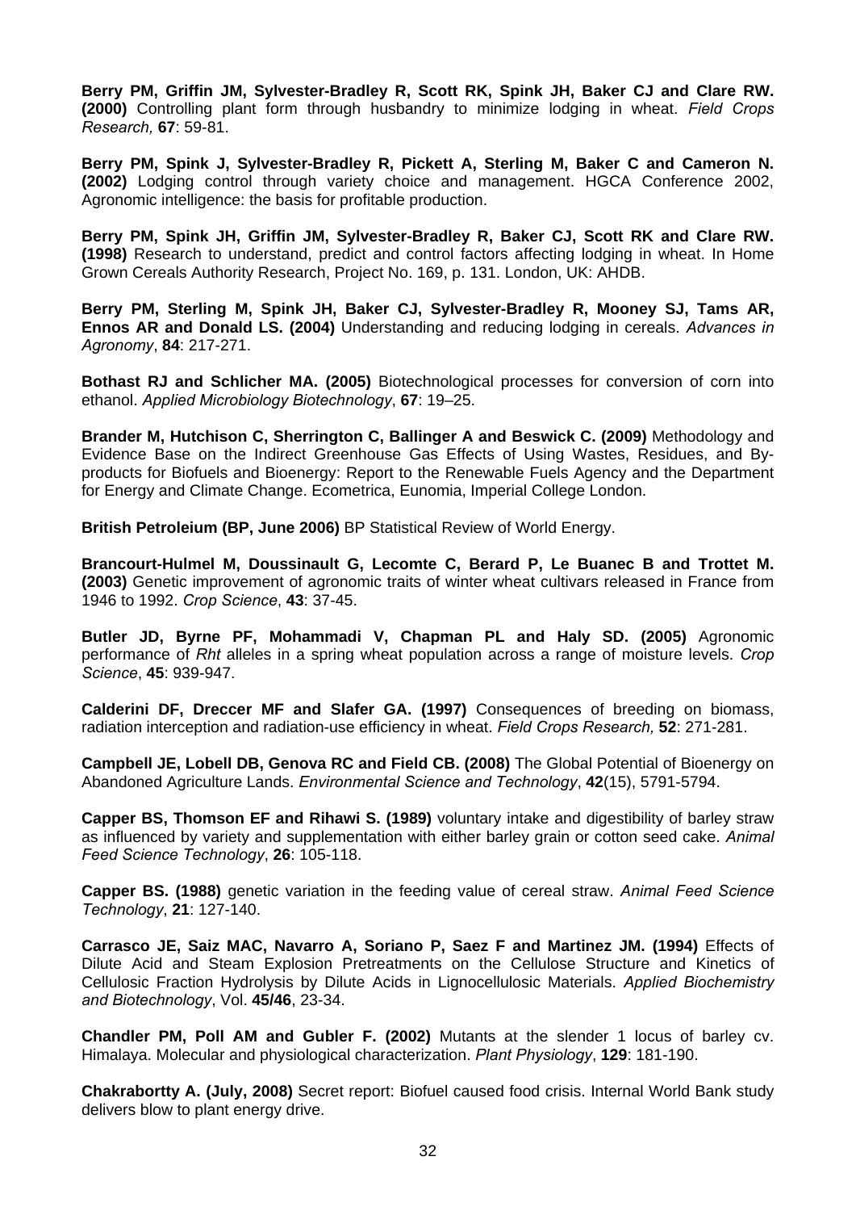**Berry PM, Griffin JM, Sylvester-Bradley R, Scott RK, Spink JH, Baker CJ and Clare RW. (2000)** Controlling plant form through husbandry to minimize lodging in wheat. *Field Crops Research,* **67**: 59-81.

**Berry PM, Spink J, Sylvester-Bradley R, Pickett A, Sterling M, Baker C and Cameron N. (2002)** Lodging control through variety choice and management. HGCA Conference 2002, Agronomic intelligence: the basis for profitable production.

**Berry PM, Spink JH, Griffin JM, Sylvester-Bradley R, Baker CJ, Scott RK and Clare RW. (1998)** Research to understand, predict and control factors affecting lodging in wheat. In Home Grown Cereals Authority Research, Project No. 169, p. 131. London, UK: AHDB.

**Berry PM, Sterling M, Spink JH, Baker CJ, Sylvester-Bradley R, Mooney SJ, Tams AR, Ennos AR and Donald LS. (2004)** Understanding and reducing lodging in cereals. *Advances in Agronomy*, **84**: 217-271.

**Bothast RJ and Schlicher MA. (2005)** Biotechnological processes for conversion of corn into ethanol. *Applied Microbiology Biotechnology*, **67**: 19–25.

**Brander M, Hutchison C, Sherrington C, Ballinger A and Beswick C. (2009)** Methodology and Evidence Base on the Indirect Greenhouse Gas Effects of Using Wastes, Residues, and By-products for Biofuels and Bioenergy: Report to the Renewable Fuels Agency and the Department for Energy and Climate Change. Ecometrica, Eunomia, Imperial College London.

**British Petroleium (BP, June 2006)** BP Statistical Review of World Energy.

**Brancourt-Hulmel M, Doussinault G, Lecomte C, Berard P, Le Buanec B and Trottet M. (2003)** Genetic improvement of agronomic traits of winter wheat cultivars released in France from 1946 to 1992. *Crop Science*, **43**: 37-45.

**Butler JD, Byrne PF, Mohammadi V, Chapman PL and Haly SD. (2005)** Agronomic performance of *Rht* alleles in a spring wheat population across a range of moisture levels. *Crop Science*, **45**: 939-947.

**Calderini DF, Dreccer MF and Slafer GA. (1997)** Consequences of breeding on biomass, radiation interception and radiation-use efficiency in wheat. *Field Crops Research,* **52**: 271-281.

**Campbell JE, Lobell DB, Genova RC and Field CB. (2008)** The Global Potential of Bioenergy on Abandoned Agriculture Lands. *Environmental Science and Technology*, **42**(15), 5791-5794.

**Capper BS, Thomson EF and Rihawi S. (1989)** voluntary intake and digestibility of barley straw as influenced by variety and supplementation with either barley grain or cotton seed cake. *Animal Feed Science Technology*, **26**: 105-118.

**Capper BS. (1988)** genetic variation in the feeding value of cereal straw. *Animal Feed Science Technology*, **21**: 127-140.

**Carrasco JE, Saiz MAC, Navarro A, Soriano P, Saez F and Martinez JM. (1994)** Effects of Dilute Acid and Steam Explosion Pretreatments on the Cellulose Structure and Kinetics of Cellulosic Fraction Hydrolysis by Dilute Acids in Lignocellulosic Materials. *Applied Biochemistry and Biotechnology*, Vol. **45/46**, 23-34.

**Chandler PM, Poll AM and Gubler F. (2002)** Mutants at the slender 1 locus of barley cv. Himalaya. Molecular and physiological characterization. *Plant Physiology*, **129**: 181-190.

**Chakrabortty A. (July, 2008)** Secret report: Biofuel caused food crisis. Internal World Bank study delivers blow to plant energy drive.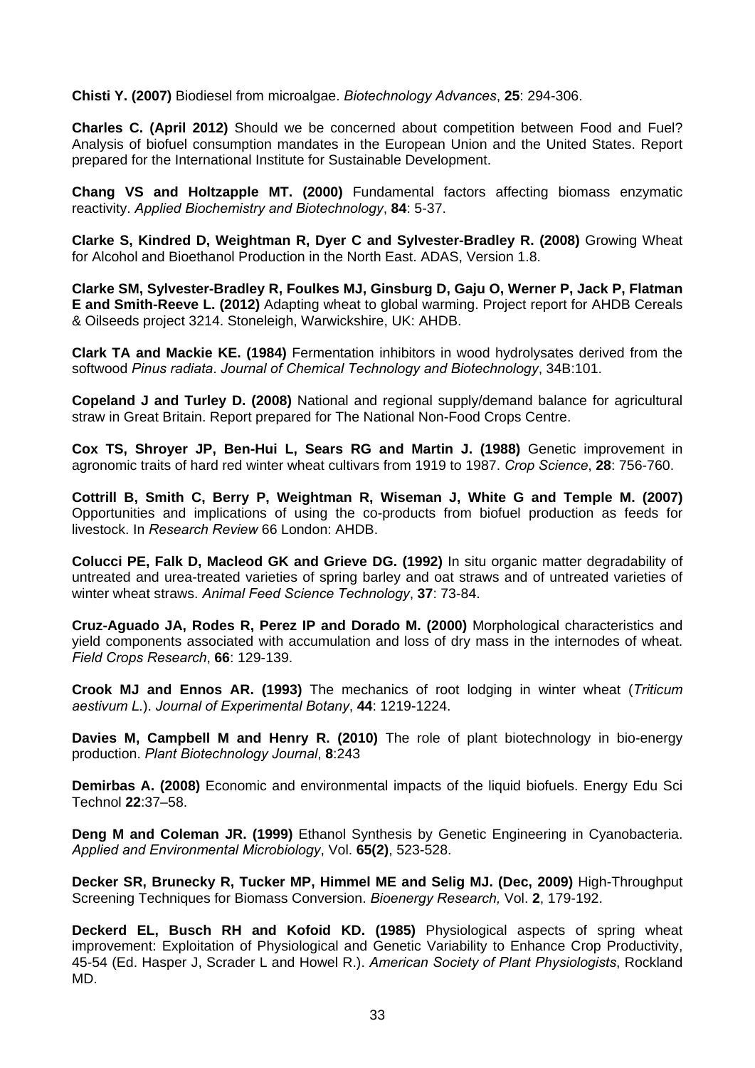**Chisti Y. (2007)** Biodiesel from microalgae. *Biotechnology Advances*, **25**: 294-306.

**Charles C. (April 2012)** Should we be concerned about competition between Food and Fuel? Analysis of biofuel consumption mandates in the European Union and the United States. Report prepared for the International Institute for Sustainable Development.

**Chang VS and Holtzapple MT. (2000)** Fundamental factors affecting biomass enzymatic reactivity. *Applied Biochemistry and Biotechnology*, **84**: 5-37.

**Clarke S, Kindred D, Weightman R, Dyer C and Sylvester-Bradley R. (2008)** Growing Wheat for Alcohol and Bioethanol Production in the North East. ADAS, Version 1.8.

**Clarke SM, Sylvester-Bradley R, Foulkes MJ, Ginsburg D, Gaju O, Werner P, Jack P, Flatman E and Smith-Reeve L. (2012)** Adapting wheat to global warming. Project report for AHDB Cereals & Oilseeds project 3214. Stoneleigh, Warwickshire, UK: AHDB.

**Clark TA and Mackie KE. (1984)** Fermentation inhibitors in wood hydrolysates derived from the softwood *Pinus radiata*. *Journal of Chemical Technology and Biotechnology*, 34B:101.

**Copeland J and Turley D. (2008)** National and regional supply/demand balance for agricultural straw in Great Britain. Report prepared for The National Non-Food Crops Centre.

**Cox TS, Shroyer JP, Ben-Hui L, Sears RG and Martin J. (1988)** Genetic improvement in agronomic traits of hard red winter wheat cultivars from 1919 to 1987. *Crop Science*, **28**: 756-760.

**Cottrill B, Smith C, Berry P, Weightman R, Wiseman J, White G and Temple M. (2007)** Opportunities and implications of using the co-products from biofuel production as feeds for livestock. In *Research Review* 66 London: AHDB.

**Colucci PE, Falk D, Macleod GK and Grieve DG. (1992)** In situ organic matter degradability of untreated and urea-treated varieties of spring barley and oat straws and of untreated varieties of winter wheat straws. *Animal Feed Science Technology*, **37**: 73-84.

**Cruz-Aguado JA, Rodes R, Perez IP and Dorado M. (2000)** Morphological characteristics and yield components associated with accumulation and loss of dry mass in the internodes of wheat. *Field Crops Research*, **66**: 129-139.

**Crook MJ and Ennos AR. (1993)** The mechanics of root lodging in winter wheat (*Triticum aestivum L.*). *Journal of Experimental Botany*, **44**: 1219-1224.

**Davies M, Campbell M and Henry R. (2010)** The role of plant biotechnology in bio-energy production. *Plant Biotechnology Journal*, **8**:243

**Demirbas A. (2008)** Economic and environmental impacts of the liquid biofuels. Energy Edu Sci Technol **22**:37–58.

**Deng M and Coleman JR. (1999)** Ethanol Synthesis by Genetic Engineering in Cyanobacteria. *Applied and Environmental Microbiology*, Vol. **65(2)**, 523-528.

**Decker SR, Brunecky R, Tucker MP, Himmel ME and Selig MJ. (Dec, 2009)** High-Throughput Screening Techniques for Biomass Conversion. *Bioenergy Research,* Vol. **2**, 179-192.

**Deckerd EL, Busch RH and Kofoid KD. (1985)** Physiological aspects of spring wheat improvement: Exploitation of Physiological and Genetic Variability to Enhance Crop Productivity, 45-54 (Ed. Hasper J, Scrader L and Howel R.). *American Society of Plant Physiologists*, Rockland MD.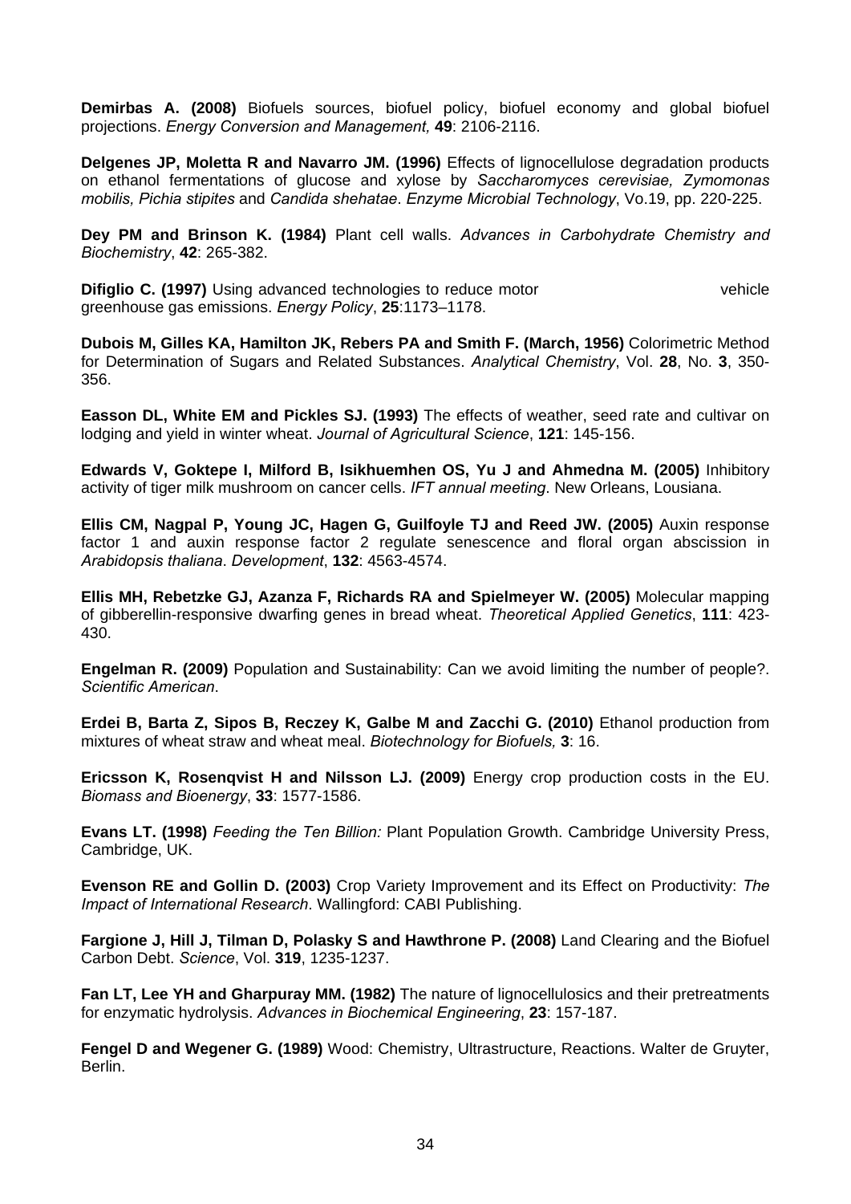**Demirbas A. (2008)** Biofuels sources, biofuel policy, biofuel economy and global biofuel projections. *Energy Conversion and Management,* **49**: 2106-2116.

**Delgenes JP, Moletta R and Navarro JM. (1996)** Effects of lignocellulose degradation products on ethanol fermentations of glucose and xylose by *Saccharomyces cerevisiae, Zymomonas mobilis, Pichia stipites* and *Candida shehatae*. *Enzyme Microbial Technology*, Vo.19, pp. 220-225.

**Dey PM and Brinson K. (1984)** Plant cell walls. *Advances in Carbohydrate Chemistry and Biochemistry*, **42**: 265-382.

**Difiglio C. (1997)** Using advanced technologies to reduce motor vehicle greenhouse gas emissions. *Energy Policy*, **25**:1173–1178.

**Dubois M, Gilles KA, Hamilton JK, Rebers PA and Smith F. (March, 1956)** Colorimetric Method for Determination of Sugars and Related Substances. *Analytical Chemistry*, Vol. **28**, No. **3**, 350-356.

**Easson DL, White EM and Pickles SJ. (1993)** The effects of weather, seed rate and cultivar on lodging and yield in winter wheat. *Journal of Agricultural Science*, **121**: 145-156.

**Edwards V, Goktepe I, Milford B, Isikhuemhen OS, Yu J and Ahmedna M. (2005)** Inhibitory activity of tiger milk mushroom on cancer cells. *IFT annual meeting*. New Orleans, Lousiana.

**Ellis CM, Nagpal P, Young JC, Hagen G, Guilfoyle TJ and Reed JW. (2005)** Auxin response factor 1 and auxin response factor 2 regulate senescence and floral organ abscission in *Arabidopsis thaliana*. *Development*, **132**: 4563-4574.

**Ellis MH, Rebetzke GJ, Azanza F, Richards RA and Spielmeyer W. (2005)** Molecular mapping of gibberellin-responsive dwarfing genes in bread wheat. *Theoretical Applied Genetics*, **111**: 423-430.

**Engelman R. (2009)** Population and Sustainability: Can we avoid limiting the number of people?. *Scientific American*.

**Erdei B, Barta Z, Sipos B, Reczey K, Galbe M and Zacchi G. (2010)** Ethanol production from mixtures of wheat straw and wheat meal. *Biotechnology for Biofuels,* **3**: 16.

**Ericsson K, Rosenqvist H and Nilsson LJ. (2009)** Energy crop production costs in the EU. *Biomass and Bioenergy*, **33**: 1577-1586.

**Evans LT. (1998)** *Feeding the Ten Billion:* Plant Population Growth. Cambridge University Press, Cambridge, UK.

**Evenson RE and Gollin D. (2003)** Crop Variety Improvement and its Effect on Productivity: *The Impact of International Research*. Wallingford: CABI Publishing.

**Fargione J, Hill J, Tilman D, Polasky S and Hawthrone P. (2008)** Land Clearing and the Biofuel Carbon Debt. *Science*, Vol. **319**, 1235-1237.

**Fan LT, Lee YH and Gharpuray MM. (1982)** The nature of lignocellulosics and their pretreatments for enzymatic hydrolysis. *Advances in Biochemical Engineering*, **23**: 157-187.

**Fengel D and Wegener G. (1989)** Wood: Chemistry, Ultrastructure, Reactions. Walter de Gruyter, Berlin.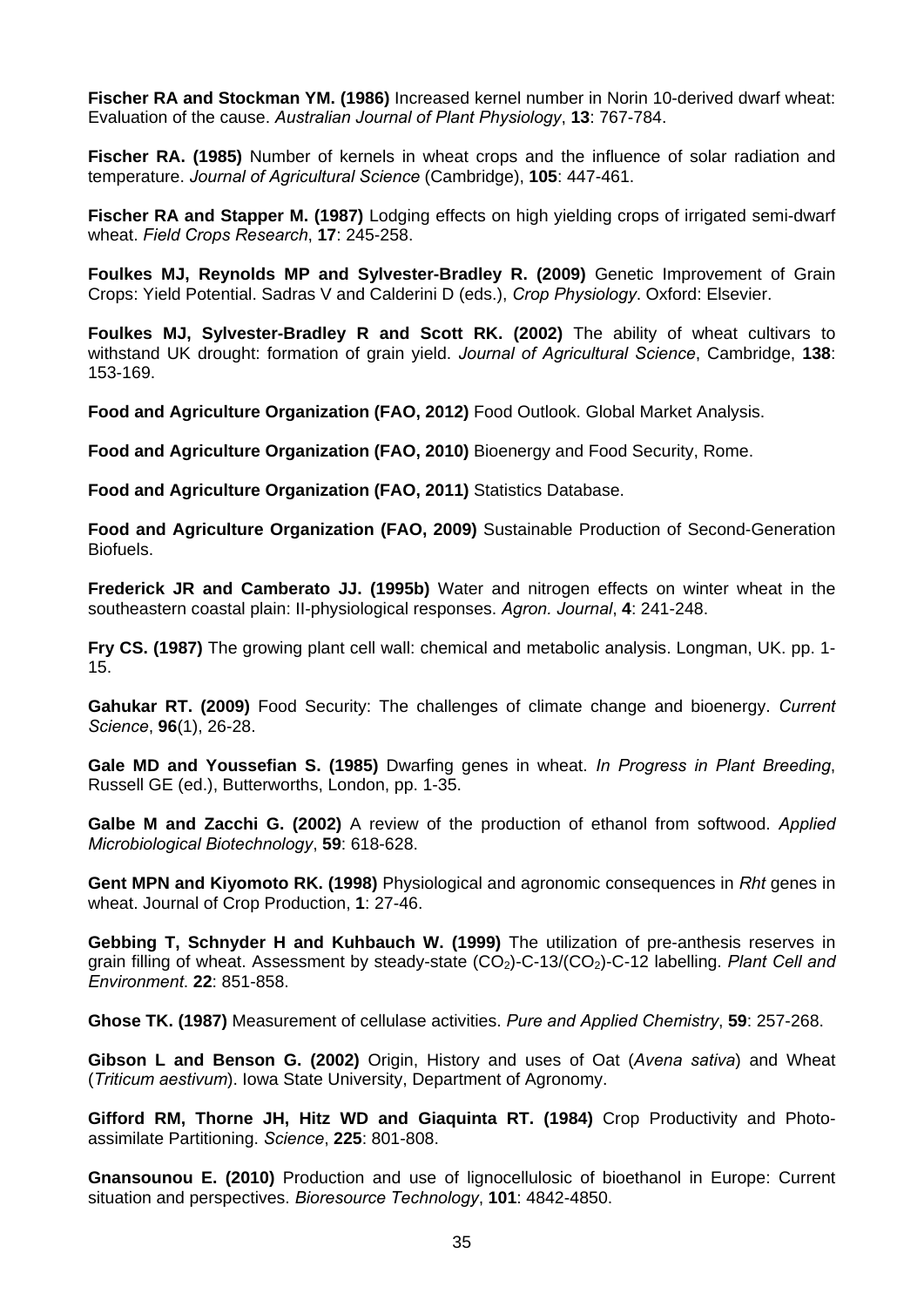**Fischer RA and Stockman YM. (1986)** Increased kernel number in Norin 10-derived dwarf wheat: Evaluation of the cause. *Australian Journal of Plant Physiology*, **13**: 767-784.

**Fischer RA. (1985)** Number of kernels in wheat crops and the influence of solar radiation and temperature. *Journal of Agricultural Science* (Cambridge), **105**: 447-461.

**Fischer RA and Stapper M. (1987)** Lodging effects on high yielding crops of irrigated semi-dwarf wheat. *Field Crops Research*, **17**: 245-258.

**Foulkes MJ, Reynolds MP and Sylvester-Bradley R. (2009)** Genetic Improvement of Grain Crops: Yield Potential. Sadras V and Calderini D (eds.), *Crop Physiology*. Oxford: Elsevier.

**Foulkes MJ, Sylvester-Bradley R and Scott RK. (2002)** The ability of wheat cultivars to withstand UK drought: formation of grain yield. *Journal of Agricultural Science*, Cambridge, **138**: 153-169.

**Food and Agriculture Organization (FAO, 2012)** Food Outlook. Global Market Analysis.

**Food and Agriculture Organization (FAO, 2010)** Bioenergy and Food Security, Rome.

**Food and Agriculture Organization (FAO, 2011)** Statistics Database.

**Food and Agriculture Organization (FAO, 2009)** Sustainable Production of Second-Generation Biofuels.

**Frederick JR and Camberato JJ. (1995b)** Water and nitrogen effects on winter wheat in the southeastern coastal plain: II-physiological responses. *Agron. Journal*, **4**: 241-248.

**Fry CS. (1987)** The growing plant cell wall: chemical and metabolic analysis. Longman, UK. pp. 1-15.

**Gahukar RT. (2009)** Food Security: The challenges of climate change and bioenergy. *Current Science*, **96**(1), 26-28.

**Gale MD and Youssefian S. (1985)** Dwarfing genes in wheat. *In Progress in Plant Breeding*, Russell GE (ed.), Butterworths, London, pp. 1-35.

**Galbe M and Zacchi G. (2002)** A review of the production of ethanol from softwood. *Applied Microbiological Biotechnology*, **59**: 618-628.

**Gent MPN and Kiyomoto RK. (1998)** Physiological and agronomic consequences in *Rht* genes in wheat. Journal of Crop Production, **1**: 27-46.

**Gebbing T, Schnyder H and Kuhbauch W. (1999)** The utilization of pre-anthesis reserves in grain filling of wheat. Assessment by steady-state ($CO_2$)-C-13/($CO_2$)-C-12 labelling. *Plant Cell and Environment*. **22**: 851-858.

**Ghose TK. (1987)** Measurement of cellulase activities. *Pure and Applied Chemistry*, **59**: 257-268.

**Gibson L and Benson G. (2002)** Origin, History and uses of Oat (*Avena sativa*) and Wheat (*Triticum aestivum*). Iowa State University, Department of Agronomy.

**Gifford RM, Thorne JH, Hitz WD and Giaquinta RT. (1984)** Crop Productivity and Photo-assimilate Partitioning. *Science*, **225**: 801-808.

**Gnansounou E. (2010)** Production and use of lignocellulosic of bioethanol in Europe: Current situation and perspectives. *Bioresource Technology*, **101**: 4842-4850.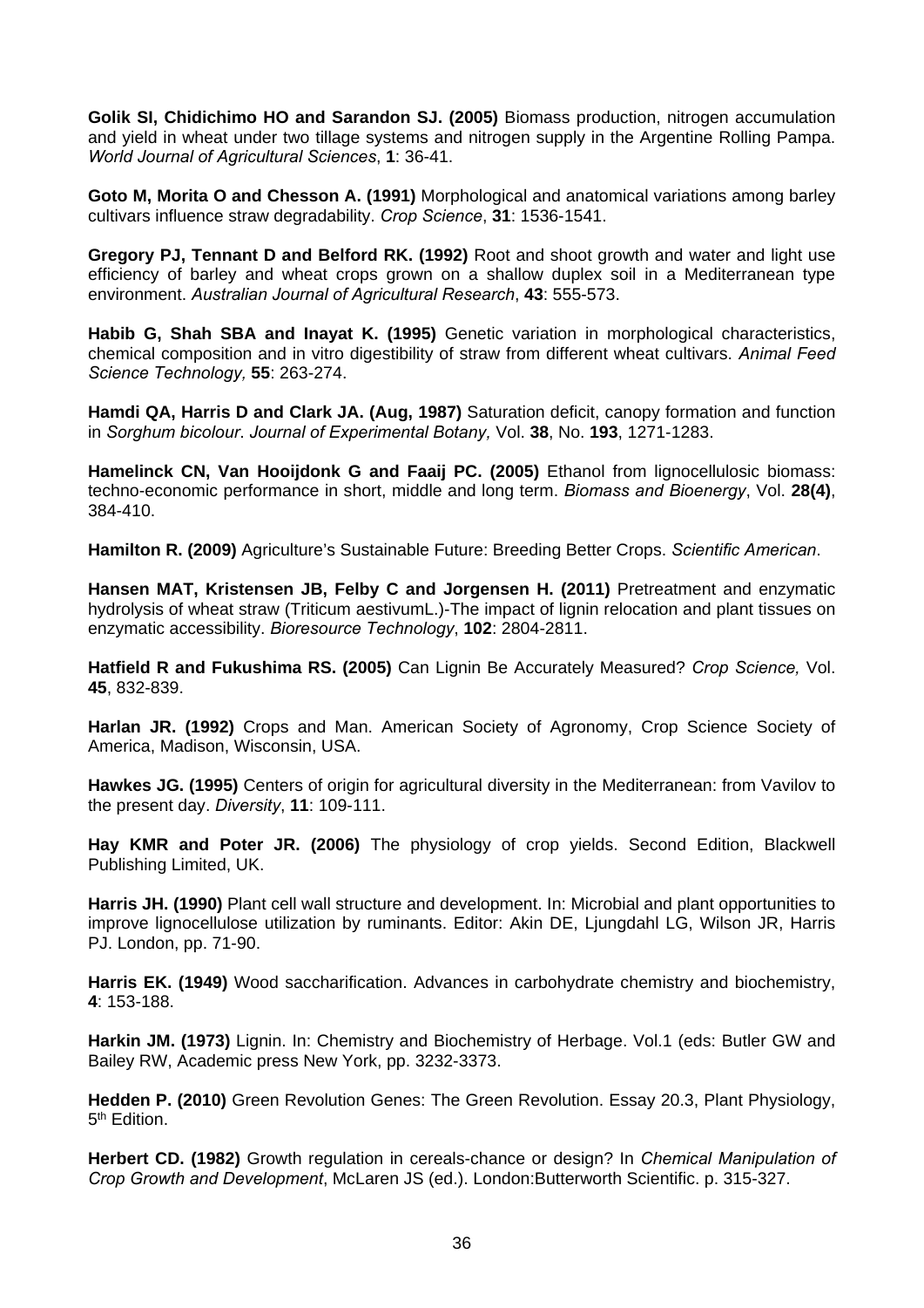**Golik SI, Chidichimo HO and Sarandon SJ. (2005)** Biomass production, nitrogen accumulation and yield in wheat under two tillage systems and nitrogen supply in the Argentine Rolling Pampa. *World Journal of Agricultural Sciences*, **1**: 36-41.

**Goto M, Morita O and Chesson A. (1991)** Morphological and anatomical variations among barley cultivars influence straw degradability. *Crop Science*, **31**: 1536-1541.

**Gregory PJ, Tennant D and Belford RK. (1992)** Root and shoot growth and water and light use efficiency of barley and wheat crops grown on a shallow duplex soil in a Mediterranean type environment. *Australian Journal of Agricultural Research*, **43**: 555-573.

**Habib G, Shah SBA and Inayat K. (1995)** Genetic variation in morphological characteristics, chemical composition and in vitro digestibility of straw from different wheat cultivars. *Animal Feed Science Technology,* **55**: 263-274.

**Hamdi QA, Harris D and Clark JA. (Aug, 1987)** Saturation deficit, canopy formation and function in *Sorghum bicolour*. *Journal of Experimental Botany,* Vol. **38**, No. **193**, 1271-1283.

**Hamelinck CN, Van Hooijdonk G and Faaij PC. (2005)** Ethanol from lignocellulosic biomass: techno-economic performance in short, middle and long term. *Biomass and Bioenergy*, Vol. **28(4)**, 384-410.

**Hamilton R. (2009)** Agriculture's Sustainable Future: Breeding Better Crops. *Scientific American*.

**Hansen MAT, Kristensen JB, Felby C and Jorgensen H. (2011)** Pretreatment and enzymatic hydrolysis of wheat straw (Triticum aestivumL.)-The impact of lignin relocation and plant tissues on enzymatic accessibility. *Bioresource Technology*, **102**: 2804-2811.

**Hatfield R and Fukushima RS. (2005)** Can Lignin Be Accurately Measured? *Crop Science,* Vol. **45**, 832-839.

**Harlan JR. (1992)** Crops and Man. American Society of Agronomy, Crop Science Society of America, Madison, Wisconsin, USA.

**Hawkes JG. (1995)** Centers of origin for agricultural diversity in the Mediterranean: from Vavilov to the present day. *Diversity*, **11**: 109-111.

**Hay KMR and Poter JR. (2006)** The physiology of crop yields. Second Edition, Blackwell Publishing Limited, UK.

**Harris JH. (1990)** Plant cell wall structure and development. In: Microbial and plant opportunities to improve lignocellulose utilization by ruminants. Editor: Akin DE, Ljungdahl LG, Wilson JR, Harris PJ. London, pp. 71-90.

**Harris EK. (1949)** Wood saccharification. Advances in carbohydrate chemistry and biochemistry, **4**: 153-188.

**Harkin JM. (1973)** Lignin. In: Chemistry and Biochemistry of Herbage. Vol.1 (eds: Butler GW and Bailey RW, Academic press New York, pp. 3232-3373.

**Hedden P. (2010)** Green Revolution Genes: The Green Revolution. Essay 20.3, Plant Physiology, 5th Edition.

**Herbert CD. (1982)** Growth regulation in cereals-chance or design? In *Chemical Manipulation of Crop Growth and Development*, McLaren JS (ed.). London:Butterworth Scientific. p. 315-327.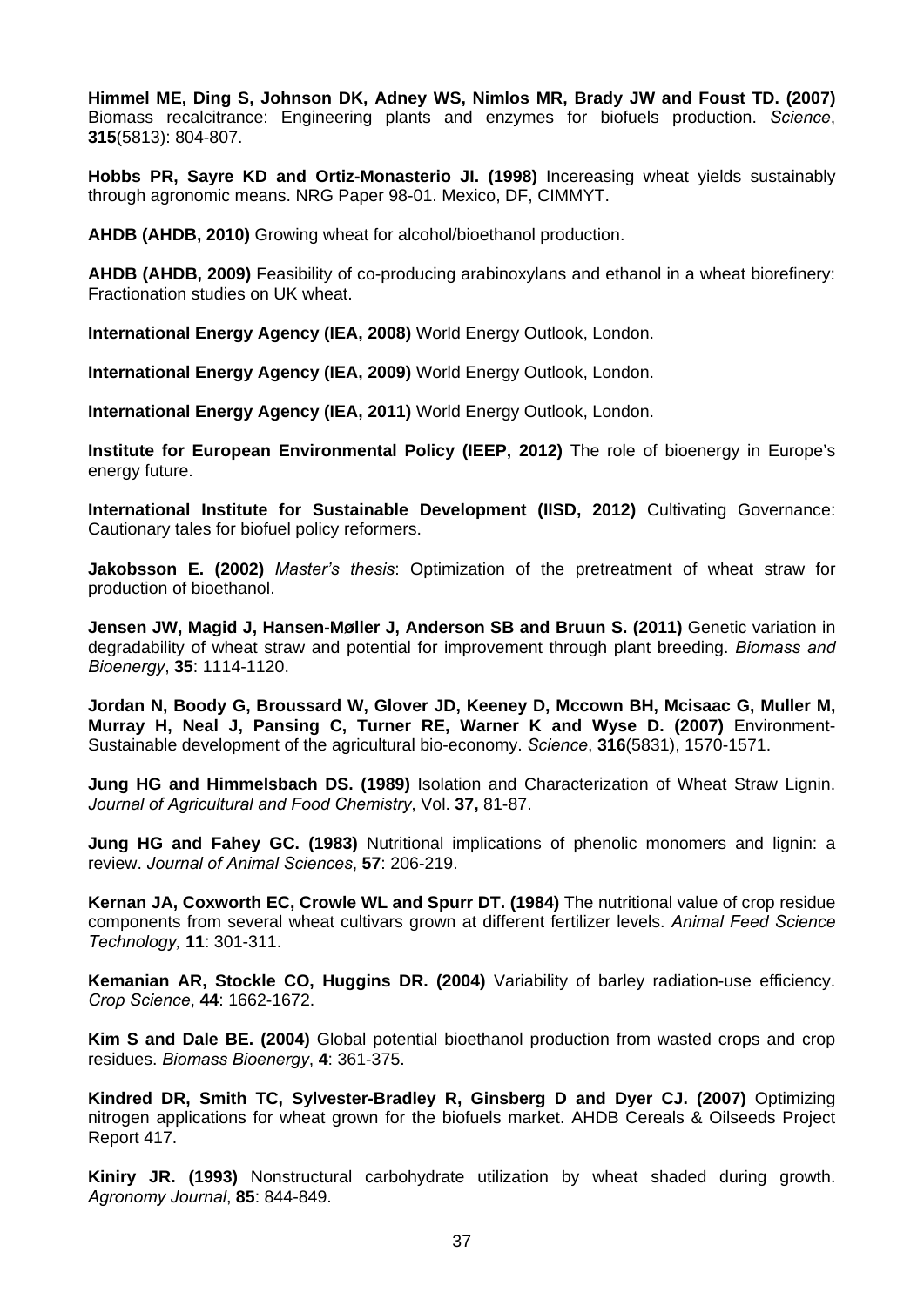**Himmel ME, Ding S, Johnson DK, Adney WS, Nimlos MR, Brady JW and Foust TD. (2007)** Biomass recalcitrance: Engineering plants and enzymes for biofuels production. *Science*, **315**(5813): 804-807.

**Hobbs PR, Sayre KD and Ortiz-Monasterio JI. (1998)** Inceasing wheat yields sustainably through agronomic means. NRG Paper 98-01. Mexico, DF, CIMMYT.

**AHDB (AHDB, 2010)** Growing wheat for alcohol/bioethanol production.

**AHDB (AHDB, 2009)** Feasibility of co-producing arabinoxylans and ethanol in a wheat biorefinery: Fractionation studies on UK wheat.

**International Energy Agency (IEA, 2008)** World Energy Outlook, London.

**International Energy Agency (IEA, 2009)** World Energy Outlook, London.

**International Energy Agency (IEA, 2011)** World Energy Outlook, London.

**Institute for European Environmental Policy (IEEP, 2012)** The role of bioenergy in Europe's energy future.

**International Institute for Sustainable Development (IISD, 2012)** Cultivating Governance: Cautionary tales for biofuel policy reformers.

**Jakobsson E. (2002)** *Master's thesis*: Optimization of the pretreatment of wheat straw for production of bioethanol.

**Jensen JW, Magid J, Hansen-Møller J, Anderson SB and Bruun S. (2011)** Genetic variation in degradability of wheat straw and potential for improvement through plant breeding. *Biomass and Bioenergy*, **35**: 1114-1120.

**Jordan N, Boody G, Broussard W, Glover JD, Keeney D, Mccown BH, Mcisaac G, Muller M, Murray H, Neal J, Pansing C, Turner RE, Warner K and Wyse D. (2007)** Environment-Sustainable development of the agricultural bio-economy. *Science*, **316**(5831), 1570-1571.

**Jung HG and Himmelsbach DS. (1989)** Isolation and Characterization of Wheat Straw Lignin. *Journal of Agricultural and Food Chemistry*, Vol. **37,** 81-87.

**Jung HG and Fahey GC. (1983)** Nutritional implications of phenolic monomers and lignin: a review. *Journal of Animal Sciences*, **57**: 206-219.

**Kernan JA, Coxworth EC, Crowle WL and Spurr DT. (1984)** The nutritional value of crop residue components from several wheat cultivars grown at different fertilizer levels. *Animal Feed Science Technology,* **11**: 301-311.

**Kemanian AR, Stockle CO, Huggins DR. (2004)** Variability of barley radiation-use efficiency. *Crop Science*, **44**: 1662-1672.

**Kim S and Dale BE. (2004)** Global potential bioethanol production from wasted crops and crop residues. *Biomass Bioenergy*, **4**: 361-375.

**Kindred DR, Smith TC, Sylvester-Bradley R, Ginsberg D and Dyer CJ. (2007)** Optimizing nitrogen applications for wheat grown for the biofuels market. AHDB Cereals & Oilseeds Project Report 417.

**Kiniry JR. (1993)** Nonstructural carbohydrate utilization by wheat shaded during growth. *Agronomy Journal*, **85**: 844-849.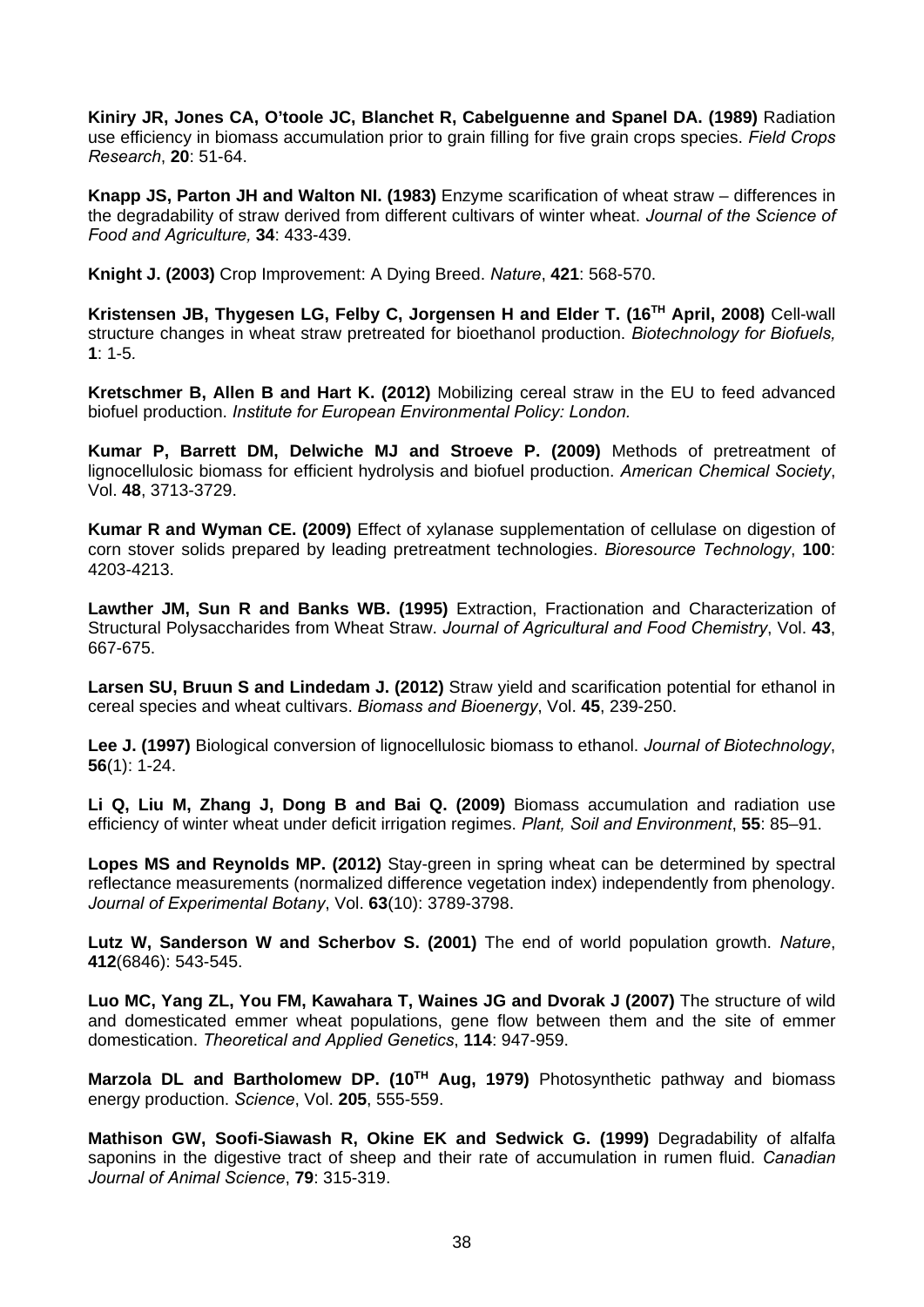**Kiniry JR, Jones CA, O'toole JC, Blanchet R, Cabelguenne and Spanel DA. (1989)** Radiation use efficiency in biomass accumulation prior to grain filling for five grain crops species. *Field Crops Research*, **20**: 51-64.

**Knapp JS, Parton JH and Walton NI. (1983)** Enzyme scarification of wheat straw – differences in the degradability of straw derived from different cultivars of winter wheat. *Journal of the Science of Food and Agriculture,* **34**: 433-439.

**Knight J. (2003)** Crop Improvement: A Dying Breed. *Nature*, **421**: 568-570.

**Kristensen JB, Thygesen LG, Felby C, Jorgensen H and Elder T. (16$^{TH}$ April, 2008)** Cell-wall structure changes in wheat straw pretreated for bioethanol production. *Biotechnology for Biofuels,* **1**: 1-5.

**Kretschmer B, Allen B and Hart K. (2012)** Mobilizing cereal straw in the EU to feed advanced biofuel production. *Institute for European Environmental Policy: London.*

**Kumar P, Barrett DM, Delwiche MJ and Stroeve P. (2009)** Methods of pretreatment of lignocellulosic biomass for efficient hydrolysis and biofuel production. *American Chemical Society*, Vol. **48**, 3713-3729.

**Kumar R and Wyman CE. (2009)** Effect of xylanase supplementation of cellulase on digestion of corn stover solids prepared by leading pretreatment technologies. *Bioresource Technology*, **100**: 4203-4213.

**Lawther JM, Sun R and Banks WB. (1995)** Extraction, Fractionation and Characterization of Structural Polysaccharides from Wheat Straw. *Journal of Agricultural and Food Chemistry*, Vol. **43**, 667-675.

**Larsen SU, Bruun S and Lindedam J. (2012)** Straw yield and scarification potential for ethanol in cereal species and wheat cultivars. *Biomass and Bioenergy*, Vol. **45**, 239-250.

**Lee J. (1997)** Biological conversion of lignocellulosic biomass to ethanol. *Journal of Biotechnology*, **56**(1): 1-24.

**Li Q, Liu M, Zhang J, Dong B and Bai Q. (2009)** Biomass accumulation and radiation use efficiency of winter wheat under deficit irrigation regimes. *Plant, Soil and Environment*, **55**: 85–91.

**Lopes MS and Reynolds MP. (2012)** Stay-green in spring wheat can be determined by spectral reflectance measurements (normalized difference vegetation index) independently from phenology. *Journal of Experimental Botany*, Vol. **63**(10): 3789-3798.

**Lutz W, Sanderson W and Scherbov S. (2001)** The end of world population growth. *Nature*, **412**(6846): 543-545.

**Luo MC, Yang ZL, You FM, Kawahara T, Waines JG and Dvorak J (2007)** The structure of wild and domesticated emmer wheat populations, gene flow between them and the site of emmer domestication. *Theoretical and Applied Genetics*, **114**: 947-959.

**Marzola DL and Bartholomew DP. (10$^{TH}$ Aug, 1979)** Photosynthetic pathway and biomass energy production. *Science*, Vol. **205**, 555-559.

**Mathison GW, Soofi-Siawash R, Okine EK and Sedwick G. (1999)** Degradability of alfalfa saponins in the digestive tract of sheep and their rate of accumulation in rumen fluid. *Canadian Journal of Animal Science*, **79**: 315-319.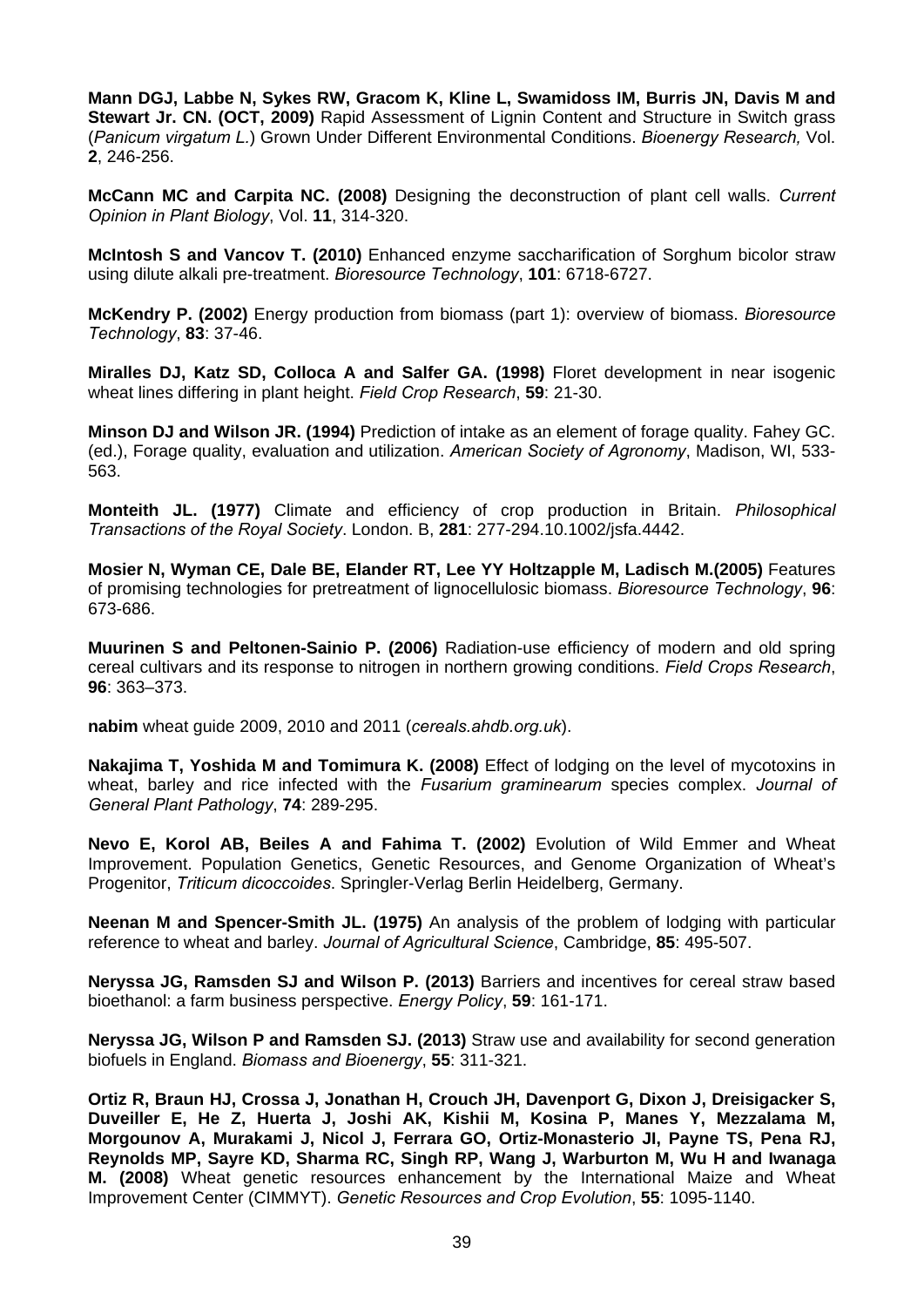**Mann DGJ, Labbe N, Sykes RW, Gracom K, Kline L, Swamidoss IM, Burris JN, Davis M and Stewart Jr. CN. (OCT, 2009)** Rapid Assessment of Lignin Content and Structure in Switch grass (*Panicum virgatum L.*) Grown Under Different Environmental Conditions. *Bioenergy Research,* Vol. **2**, 246-256.

**McCann MC and Carpita NC. (2008)** Designing the deconstruction of plant cell walls. *Current Opinion in Plant Biology*, Vol. **11**, 314-320.

**McIntosh S and Vancov T. (2010)** Enhanced enzyme saccharification of Sorghum bicolor straw using dilute alkali pre-treatment. *Bioresource Technology*, **101**: 6718-6727.

**McKendry P. (2002)** Energy production from biomass (part 1): overview of biomass. *Bioresource Technology*, **83**: 37-46.

**Miralles DJ, Katz SD, Colloca A and Salfer GA. (1998)** Floret development in near isogenic wheat lines differing in plant height. *Field Crop Research*, **59**: 21-30.

**Minson DJ and Wilson JR. (1994)** Prediction of intake as an element of forage quality. Fahey GC. (ed.), Forage quality, evaluation and utilization. *American Society of Agronomy*, Madison, WI, 533-563.

**Monteith JL. (1977)** Climate and efficiency of crop production in Britain. *Philosophical Transactions of the Royal Society*. London. B, **281**: 277-294.10.1002/jsfa.4442.

**Mosier N, Wyman CE, Dale BE, Elander RT, Lee YY Holtzapple M, Ladisch M.(2005)** Features of promising technologies for pretreatment of lignocellulosic biomass. *Bioresource Technology*, **96**: 673-686.

**Muurinen S and Peltonen-Sainio P. (2006)** Radiation-use efficiency of modern and old spring cereal cultivars and its response to nitrogen in northern growing conditions. *Field Crops Research*, **96**: 363–373.

**nabim** wheat guide 2009, 2010 and 2011 (*cereals.ahdb.org.uk*).

**Nakajima T, Yoshida M and Tomimura K. (2008)** Effect of lodging on the level of mycotoxins in wheat, barley and rice infected with the *Fusarium graminearum* species complex. *Journal of General Plant Pathology*, **74**: 289-295.

**Nevo E, Korol AB, Beiles A and Fahima T. (2002)** Evolution of Wild Emmer and Wheat Improvement. Population Genetics, Genetic Resources, and Genome Organization of Wheat's Progenitor, *Triticum dicoccoides*. Springler-Verlag Berlin Heidelberg, Germany.

**Neenan M and Spencer-Smith JL. (1975)** An analysis of the problem of lodging with particular reference to wheat and barley. *Journal of Agricultural Science*, Cambridge, **85**: 495-507.

**Neryssa JG, Ramsden SJ and Wilson P. (2013)** Barriers and incentives for cereal straw based bioethanol: a farm business perspective. *Energy Policy*, **59**: 161-171.

**Neryssa JG, Wilson P and Ramsden SJ. (2013)** Straw use and availability for second generation biofuels in England. *Biomass and Bioenergy*, **55**: 311-321.

**Ortiz R, Braun HJ, Crossa J, Jonathan H, Crouch JH, Davenport G, Dixon J, Dreisigacker S, Duveiller E, He Z, Huerta J, Joshi AK, Kishii M, Kosina P, Manes Y, Mezzalama M, Morgounov A, Murakami J, Nicol J, Ferrara GO, Ortiz-Monasterio JI, Payne TS, Pena RJ, Reynolds MP, Sayre KD, Sharma RC, Singh RP, Wang J, Warburton M, Wu H and Iwanaga M. (2008)** Wheat genetic resources enhancement by the International Maize and Wheat Improvement Center (CIMMYT). *Genetic Resources and Crop Evolution*, **55**: 1095-1140.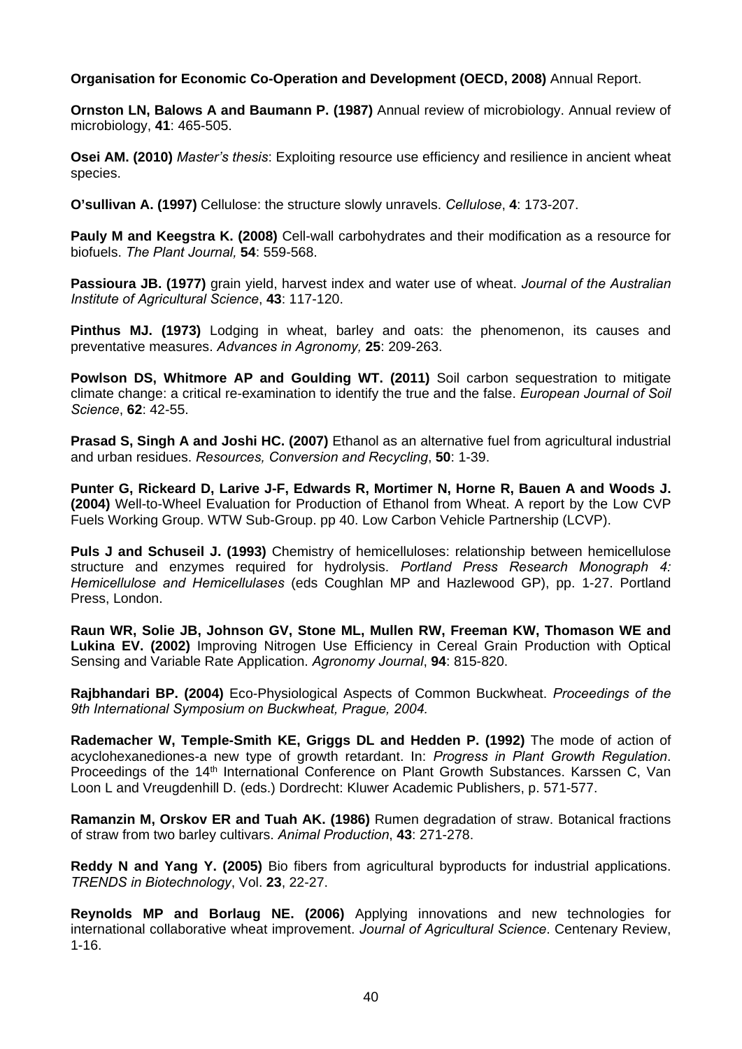**Organisation for Economic Co-Operation and Development (OECD, 2008)** Annual Report.

**Ornston LN, Balows A and Baumann P. (1987)** Annual review of microbiology. Annual review of microbiology, **41**: 465-505.

**Osei AM. (2010)** *Master's thesis*: Exploiting resource use efficiency and resilience in ancient wheat species.

**O'sullivan A. (1997)** Cellulose: the structure slowly unravels. *Cellulose*, **4**: 173-207.

**Pauly M and Keegstra K. (2008)** Cell-wall carbohydrates and their modification as a resource for biofuels. *The Plant Journal,* **54**: 559-568.

**Passioura JB. (1977)** grain yield, harvest index and water use of wheat. *Journal of the Australian Institute of Agricultural Science*, **43**: 117-120.

**Pinthus MJ. (1973)** Lodging in wheat, barley and oats: the phenomenon, its causes and preventative measures. *Advances in Agronomy,* **25**: 209-263.

**Powlson DS, Whitmore AP and Goulding WT. (2011)** Soil carbon sequestration to mitigate climate change: a critical re-examination to identify the true and the false. *European Journal of Soil Science*, **62**: 42-55.

**Prasad S, Singh A and Joshi HC. (2007)** Ethanol as an alternative fuel from agricultural industrial and urban residues. *Resources, Conversion and Recycling*, **50**: 1-39.

**Punter G, Rickeard D, Larive J-F, Edwards R, Mortimer N, Horne R, Bauen A and Woods J. (2004)** Well-to-Wheel Evaluation for Production of Ethanol from Wheat. A report by the Low CVP Fuels Working Group. WTW Sub-Group. pp 40. Low Carbon Vehicle Partnership (LCVP).

**Puls J and Schuseil J. (1993)** Chemistry of hemicelluloses: relationship between hemicellulose structure and enzymes required for hydrolysis. *Portland Press Research Monograph 4: Hemicellulose and Hemicellulases* (eds Coughlan MP and Hazlewood GP), pp. 1-27. Portland Press, London.

**Raun WR, Solie JB, Johnson GV, Stone ML, Mullen RW, Freeman KW, Thomason WE and Lukina EV. (2002)** Improving Nitrogen Use Efficiency in Cereal Grain Production with Optical Sensing and Variable Rate Application. *Agronomy Journal*, **94**: 815-820.

**Rajbhandari BP. (2004)** Eco-Physiological Aspects of Common Buckwheat. *Proceedings of the 9th International Symposium on Buckwheat, Prague, 2004.*

**Rademacher W, Temple-Smith KE, Griggs DL and Hedden P. (1992)** The mode of action of acyclohexanediones-a new type of growth retardant. In: *Progress in Plant Growth Regulation*. Proceedings of the 14th International Conference on Plant Growth Substances. Karssen C, Van Loon L and Vreugdenhill D. (eds.) Dordrecht: Kluwer Academic Publishers, p. 571-577.

**Ramanzin M, Orskov ER and Tuah AK. (1986)** Rumen degradation of straw. Botanical fractions of straw from two barley cultivars. *Animal Production*, **43**: 271-278.

**Reddy N and Yang Y. (2005)** Bio fibers from agricultural byproducts for industrial applications. *TRENDS in Biotechnology*, Vol. **23**, 22-27.

**Reynolds MP and Borlaug NE. (2006)** Applying innovations and new technologies for international collaborative wheat improvement. *Journal of Agricultural Science*. Centenary Review, 1-16.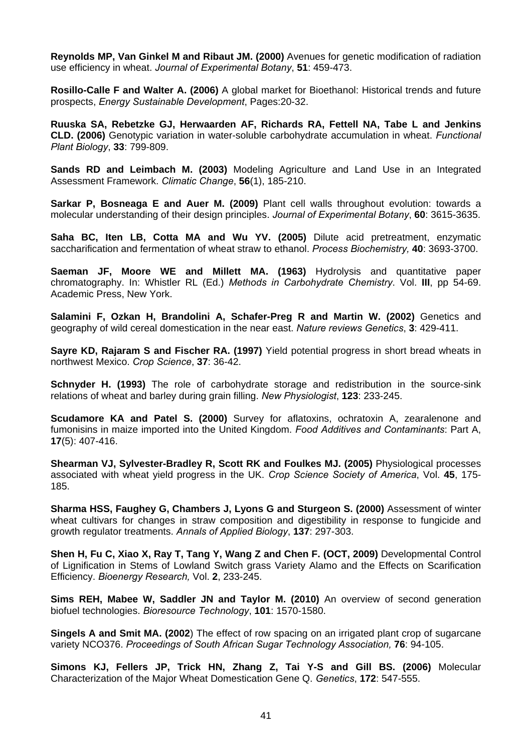**Reynolds MP, Van Ginkel M and Ribaut JM. (2000)** Avenues for genetic modification of radiation use efficiency in wheat. *Journal of Experimental Botany*, **51**: 459-473.

**Rosillo-Calle F and Walter A. (2006)** A global market for Bioethanol: Historical trends and future prospects, *Energy Sustainable Development*, Pages:20-32.

**Ruuska SA, Rebetzke GJ, Herwaarden AF, Richards RA, Fettell NA, Tabe L and Jenkins CLD. (2006)** Genotypic variation in water-soluble carbohydrate accumulation in wheat. *Functional Plant Biology*, **33**: 799-809.

**Sands RD and Leimbach M. (2003)** Modeling Agriculture and Land Use in an Integrated Assessment Framework. *Climatic Change*, **56**(1), 185-210.

**Sarkar P, Bosneaga E and Auer M. (2009)** Plant cell walls throughout evolution: towards a molecular understanding of their design principles. *Journal of Experimental Botany*, **60**: 3615-3635.

**Saha BC, Iten LB, Cotta MA and Wu YV. (2005)** Dilute acid pretreatment, enzymatic saccharification and fermentation of wheat straw to ethanol. *Process Biochemistry,* **40**: 3693-3700.

**Saeman JF, Moore WE and Millett MA. (1963)** Hydrolysis and quantitative paper chromatography. In: Whistler RL (Ed.) *Methods in Carbohydrate Chemistry*. Vol. **III**, pp 54-69. Academic Press, New York.

**Salamini F, Ozkan H, Brandolini A, Schafer-Preg R and Martin W. (2002)** Genetics and geography of wild cereal domestication in the near east. *Nature reviews Genetics*, **3**: 429-411.

**Sayre KD, Rajaram S and Fischer RA. (1997)** Yield potential progress in short bread wheats in northwest Mexico. *Crop Science*, **37**: 36-42.

**Schnyder H. (1993)** The role of carbohydrate storage and redistribution in the source-sink relations of wheat and barley during grain filling. *New Physiologist*, **123**: 233-245.

**Scudamore KA and Patel S. (2000)** Survey for aflatoxins, ochratoxin A, zearalenone and fumonisins in maize imported into the United Kingdom. *Food Additives and Contaminants*: Part A, **17**(5): 407-416.

**Shearman VJ, Sylvester-Bradley R, Scott RK and Foulkes MJ. (2005)** Physiological processes associated with wheat yield progress in the UK. *Crop Science Society of America*, Vol. **45**, 175-185.

**Sharma HSS, Faughey G, Chambers J, Lyons G and Sturgeon S. (2000)** Assessment of winter wheat cultivars for changes in straw composition and digestibility in response to fungicide and growth regulator treatments. *Annals of Applied Biology*, **137**: 297-303.

**Shen H, Fu C, Xiao X, Ray T, Tang Y, Wang Z and Chen F. (OCT, 2009)** Developmental Control of Lignification in Stems of Lowland Switch grass Variety Alamo and the Effects on Scarification Efficiency. *Bioenergy Research,* Vol. **2**, 233-245.

**Sims REH, Mabee W, Saddler JN and Taylor M. (2010)** An overview of second generation biofuel technologies. *Bioresource Technology*, **101**: 1570-1580.

**Singels A and Smit MA. (2002**) The effect of row spacing on an irrigated plant crop of sugarcane variety NCO376. *Proceedings of South African Sugar Technology Association,* **76**: 94-105.

**Simons KJ, Fellers JP, Trick HN, Zhang Z, Tai Y-S and Gill BS. (2006)** Molecular Characterization of the Major Wheat Domestication Gene Q. *Genetics*, **172**: 547-555.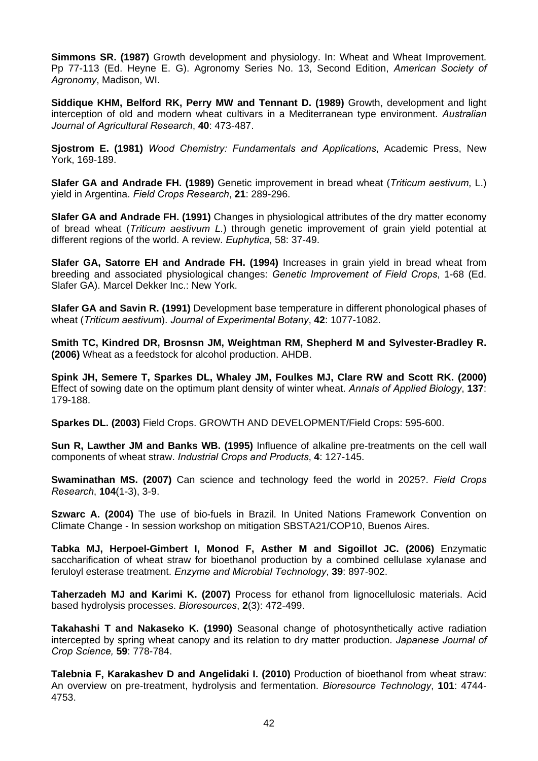**Simmons SR. (1987)** Growth development and physiology. In: Wheat and Wheat Improvement. Pp 77-113 (Ed. Heyne E. G). Agronomy Series No. 13, Second Edition, *American Society of Agronomy*, Madison, WI.

**Siddique KHM, Belford RK, Perry MW and Tennant D. (1989)** Growth, development and light interception of old and modern wheat cultivars in a Mediterranean type environment. *Australian Journal of Agricultural Research*, **40**: 473-487.

**Sjostrom E. (1981)** *Wood Chemistry: Fundamentals and Applications*, Academic Press, New York, 169-189.

**Slafer GA and Andrade FH. (1989)** Genetic improvement in bread wheat (*Triticum aestivum*, L.) yield in Argentina. *Field Crops Research*, **21**: 289-296.

**Slafer GA and Andrade FH. (1991)** Changes in physiological attributes of the dry matter economy of bread wheat (*Triticum aestivum L.*) through genetic improvement of grain yield potential at different regions of the world. A review. *Euphytica*, 58: 37-49.

**Slafer GA, Satorre EH and Andrade FH. (1994)** Increases in grain yield in bread wheat from breeding and associated physiological changes: *Genetic Improvement of Field Crops*, 1-68 (Ed. Slafer GA). Marcel Dekker Inc.: New York.

**Slafer GA and Savin R. (1991)** Development base temperature in different phonological phases of wheat (*Triticum aestivum*). *Journal of Experimental Botany*, **42**: 1077-1082.

**Smith TC, Kindred DR, Brosnsn JM, Weightman RM, Shepherd M and Sylvester-Bradley R. (2006)** Wheat as a feedstock for alcohol production. AHDB.

**Spink JH, Semere T, Sparkes DL, Whaley JM, Foulkes MJ, Clare RW and Scott RK. (2000)** Effect of sowing date on the optimum plant density of winter wheat. *Annals of Applied Biology*, **137**: 179-188.

**Sparkes DL. (2003)** Field Crops. GROWTH AND DEVELOPMENT/Field Crops: 595-600.

**Sun R, Lawther JM and Banks WB. (1995)** Influence of alkaline pre-treatments on the cell wall components of wheat straw. *Industrial Crops and Products*, **4**: 127-145.

**Swaminathan MS. (2007)** Can science and technology feed the world in 2025?. *Field Crops Research*, **104**(1-3), 3-9.

**Szwarc A. (2004)** The use of bio-fuels in Brazil. In United Nations Framework Convention on Climate Change - In session workshop on mitigation SBSTA21/COP10, Buenos Aires.

**Tabka MJ, Herpoel-Gimbert I, Monod F, Asther M and Sigoillot JC. (2006)** Enzymatic saccharification of wheat straw for bioethanol production by a combined cellulase xylanase and feruloyl esterase treatment. *Enzyme and Microbial Technology*, **39**: 897-902.

**Taherzadeh MJ and Karimi K. (2007)** Process for ethanol from lignocellulosic materials. Acid based hydrolysis processes. *Bioresources*, **2**(3): 472-499.

**Takahashi T and Nakaseko K. (1990)** Seasonal change of photosynthetically active radiation intercepted by spring wheat canopy and its relation to dry matter production. *Japanese Journal of Crop Science,* **59**: 778-784.

**Talebnia F, Karakashev D and Angelidaki I. (2010)** Production of bioethanol from wheat straw: An overview on pre-treatment, hydrolysis and fermentation. *Bioresource Technology*, **101**: 4744-4753.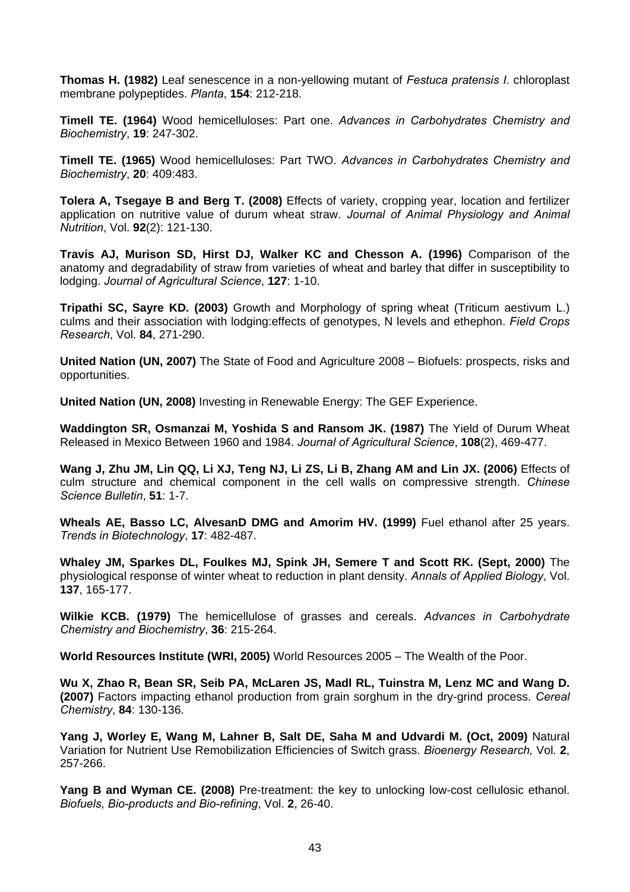**Thomas H. (1982)** Leaf senescence in a non-yellowing mutant of *Festuca pratensis l*. chloroplast membrane polypeptides. *Planta*, **154**: 212-218.

**Timell TE. (1964)** Wood hemicelluloses: Part one. *Advances in Carbohydrates Chemistry and Biochemistry*, **19**: 247-302.

**Timell TE. (1965)** Wood hemicelluloses: Part TWO. *Advances in Carbohydrates Chemistry and Biochemistry*, **20**: 409:483.

**Tolera A, Tsegaye B and Berg T. (2008)** Effects of variety, cropping year, location and fertilizer application on nutritive value of durum wheat straw. *Journal of Animal Physiology and Animal Nutrition*, Vol. **92**(2): 121-130.

**Travis AJ, Murison SD, Hirst DJ, Walker KC and Chesson A. (1996)** Comparison of the anatomy and degradability of straw from varieties of wheat and barley that differ in susceptibility to lodging. *Journal of Agricultural Science*, **127**: 1-10.

**Tripathi SC, Sayre KD. (2003)** Growth and Morphology of spring wheat (Triticum aestivum L.) culms and their association with lodging:effects of genotypes, N levels and ethephon. *Field Crops Research*, Vol. **84**, 271-290.

**United Nation (UN, 2007)** The State of Food and Agriculture 2008 – Biofuels: prospects, risks and opportunities.

**United Nation (UN, 2008)** Investing in Renewable Energy: The GEF Experience.

**Waddington SR, Osmanzai M, Yoshida S and Ransom JK. (1987)** The Yield of Durum Wheat Released in Mexico Between 1960 and 1984. *Journal of Agricultural Science*, **108**(2), 469-477.

**Wang J, Zhu JM, Lin QQ, Li XJ, Teng NJ, Li ZS, Li B, Zhang AM and Lin JX. (2006)** Effects of culm structure and chemical component in the cell walls on compressive strength. *Chinese Science Bulletin*, **51**: 1-7.

**Wheals AE, Basso LC, AlvesanD DMG and Amorim HV. (1999)** Fuel ethanol after 25 years. *Trends in Biotechnology*, **17**: 482-487.

**Whaley JM, Sparkes DL, Foulkes MJ, Spink JH, Semere T and Scott RK. (Sept, 2000)** The physiological response of winter wheat to reduction in plant density. *Annals of Applied Biology*, Vol. **137**, 165-177.

**Wilkie KCB. (1979)** The hemicellulose of grasses and cereals. *Advances in Carbohydrate Chemistry and Biochemistry*, **36**: 215-264.

**World Resources Institute (WRI, 2005)** World Resources 2005 – The Wealth of the Poor.

**Wu X, Zhao R, Bean SR, Seib PA, McLaren JS, Madl RL, Tuinstra M, Lenz MC and Wang D. (2007)** Factors impacting ethanol production from grain sorghum in the dry-grind process. *Cereal Chemistry*, **84**: 130-136.

**Yang J, Worley E, Wang M, Lahner B, Salt DE, Saha M and Udvardi M. (Oct, 2009)** Natural Variation for Nutrient Use Remobilization Efficiencies of Switch grass. *Bioenergy Research,* Vol. **2**, 257-266.

**Yang B and Wyman CE. (2008)** Pre-treatment: the key to unlocking low-cost cellulosic ethanol. *Biofuels, Bio-products and Bio-refining*, Vol. **2**, 26-40.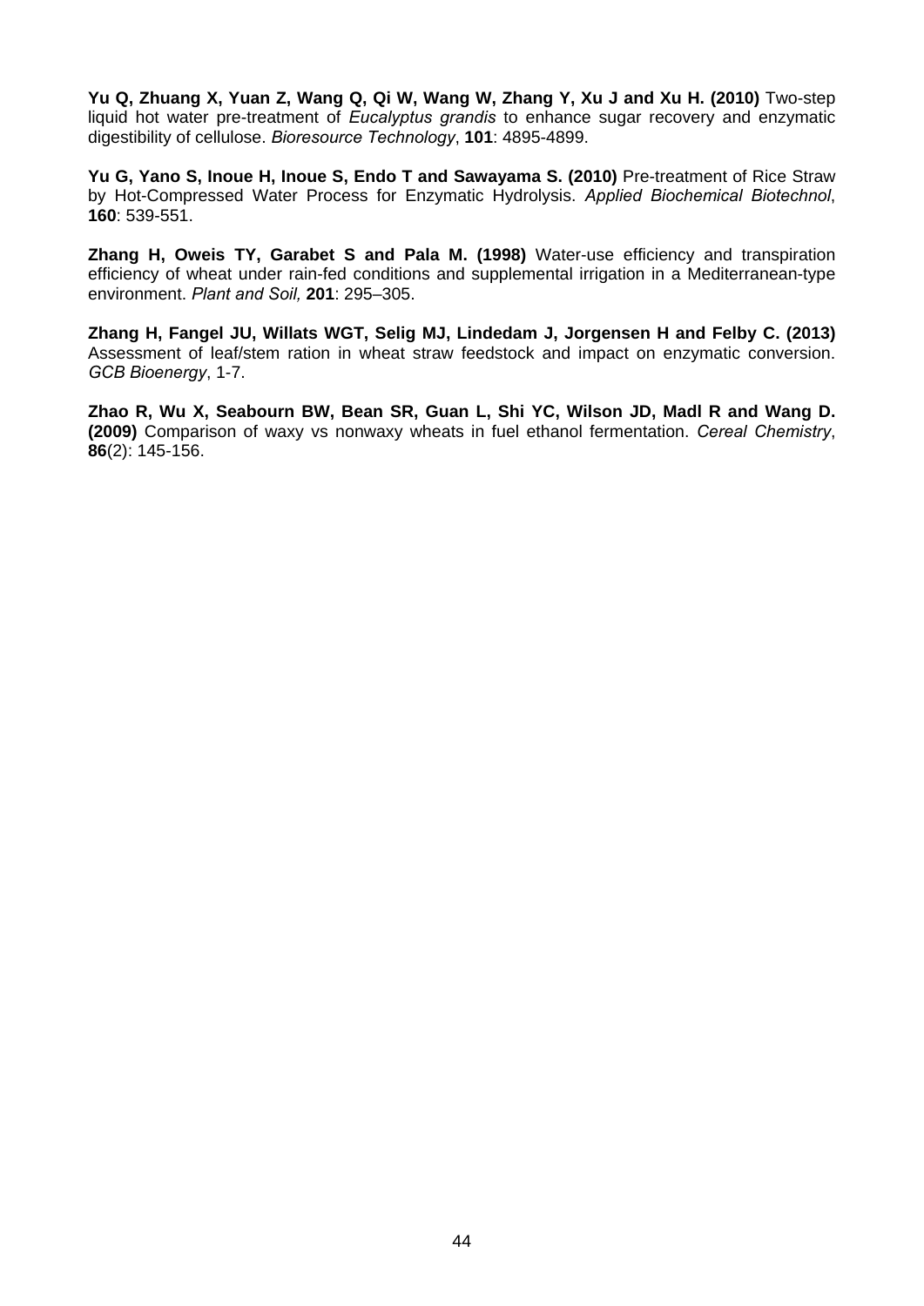**Yu Q, Zhuang X, Yuan Z, Wang Q, Qi W, Wang W, Zhang Y, Xu J and Xu H. (2010)** Two-step liquid hot water pre-treatment of *Eucalyptus grandis* to enhance sugar recovery and enzymatic digestibility of cellulose. *Bioresource Technology*, **101**: 4895-4899.

**Yu G, Yano S, Inoue H, Inoue S, Endo T and Sawayama S. (2010)** Pre-treatment of Rice Straw by Hot-Compressed Water Process for Enzymatic Hydrolysis. *Applied Biochemical Biotechnol*, **160**: 539-551.

**Zhang H, Oweis TY, Garabet S and Pala M. (1998)** Water-use efficiency and transpiration efficiency of wheat under rain-fed conditions and supplemental irrigation in a Mediterranean-type environment. *Plant and Soil,* **201**: 295–305.

**Zhang H, Fangel JU, Willats WGT, Selig MJ, Lindedam J, Jorgensen H and Felby C. (2013)** Assessment of leaf/stem ration in wheat straw feedstock and impact on enzymatic conversion. *GCB Bioenergy*, 1-7.

**Zhao R, Wu X, Seabourn BW, Bean SR, Guan L, Shi YC, Wilson JD, Madl R and Wang D. (2009)** Comparison of waxy vs nonwaxy wheats in fuel ethanol fermentation. *Cereal Chemistry*, **86**(2): 145-156.